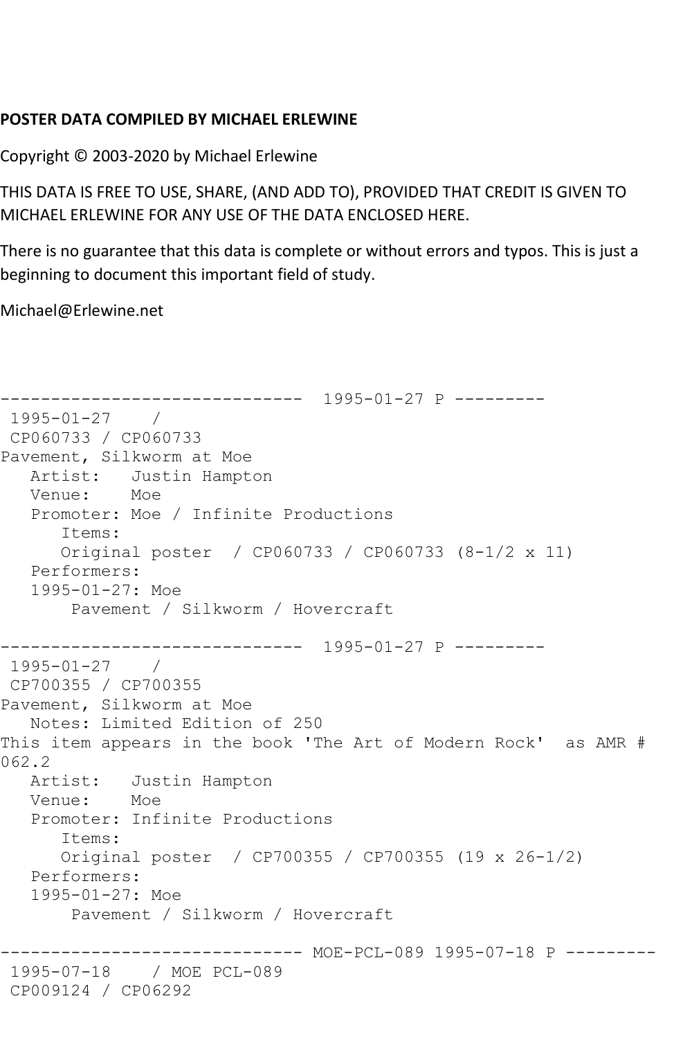**POSTER DATA COMPILED BY MICHAEL ERLEWINE**

Copyright © 2003-2020 by Michael Erlewine

THIS DATA IS FREE TO USE, SHARE, (AND ADD TO), PROVIDED THAT CREDIT IS GIVEN TO MICHAEL ERLEWINE FOR ANY USE OF THE DATA ENCLOSED HERE.

There is no guarantee that this data is complete or without errors and typos. This is just a beginning to document this important field of study.

Michael@Erlewine.net

```
------------------------------  1995-01-27 P ---------
 1995-01-27    / 
 CP060733 / CP060733
Pavement, Silkworm at Moe
   Artist:   Justin Hampton
   Venue:    Moe
   Promoter: Moe / Infinite Productions
      Items:
      Original poster  / CP060733 / CP060733 (8-1/2 x 11)
   Performers:
   1995-01-27: Moe
       Pavement / Silkworm / Hovercraft

------------------------------  1995-01-27 P ---------
 1995-01-27    / 
 CP700355 / CP700355
Pavement, Silkworm at Moe
   Notes: Limited Edition of 250
This item appears in the book 'The Art of Modern Rock'  as AMR # 
062.2
   Artist:   Justin Hampton
   Venue:    Moe
   Promoter: Infinite Productions
      Items:
      Original poster  / CP700355 / CP700355 (19 x 26-1/2)
   Performers:
   1995-01-27: Moe
       Pavement / Silkworm / Hovercraft

------------------------------ MOE-PCL-089 1995-07-18 P ---------
 1995-07-18    / MOE PCL-089
 CP009124 / CP06292
```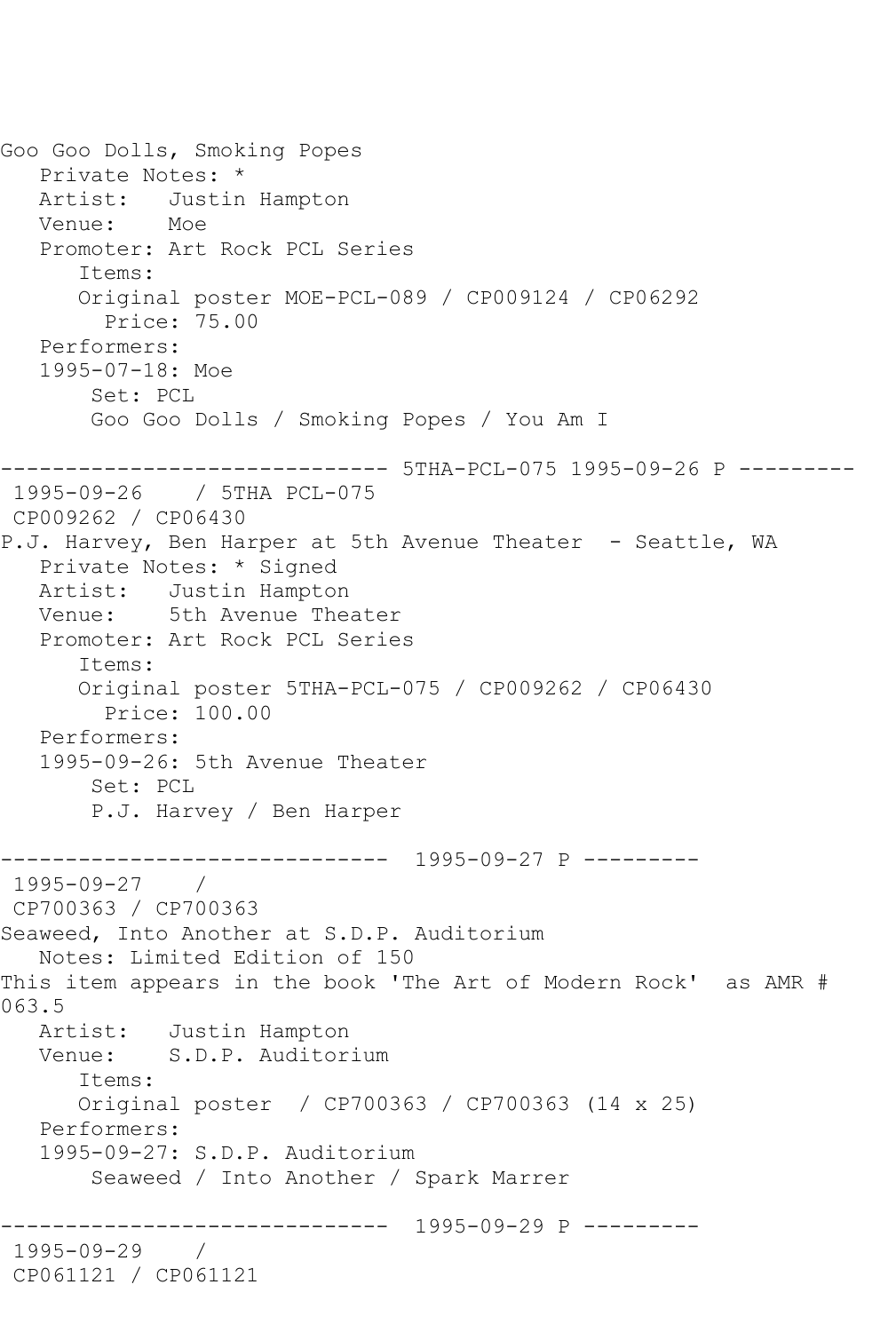Goo Goo Dolls, Smoking Popes
   Private Notes: *
   Artist:   Justin Hampton
   Venue:    Moe
   Promoter: Art Rock PCL Series
      Items:
      Original poster MOE-PCL-089 / CP009124 / CP06292
        Price: 75.00
   Performers:
   1995-07-18: Moe
       Set: PCL
       Goo Goo Dolls / Smoking Popes / You Am I

------------------------------ 5THA-PCL-075 1995-09-26 P ---------
 1995-09-26    / 5THA PCL-075
 CP009262 / CP06430
P.J. Harvey, Ben Harper at 5th Avenue Theater  - Seattle, WA
   Private Notes: * Signed
   Artist:   Justin Hampton
   Venue:    5th Avenue Theater
   Promoter: Art Rock PCL Series
      Items:
      Original poster 5THA-PCL-075 / CP009262 / CP06430
        Price: 100.00
   Performers:
   1995-09-26: 5th Avenue Theater
       Set: PCL
       P.J. Harvey / Ben Harper

------------------------------  1995-09-27 P ---------
 1995-09-27    /
 CP700363 / CP700363
Seaweed, Into Another at S.D.P. Auditorium
   Notes: Limited Edition of 150
This item appears in the book 'The Art of Modern Rock'  as AMR # 063.5
   Artist:   Justin Hampton
   Venue:    S.D.P. Auditorium
      Items:
      Original poster  / CP700363 / CP700363 (14 x 25)
   Performers:
   1995-09-27: S.D.P. Auditorium
       Seaweed / Into Another / Spark Marrer

------------------------------  1995-09-29 P ---------
 1995-09-29    /
 CP061121 / CP061121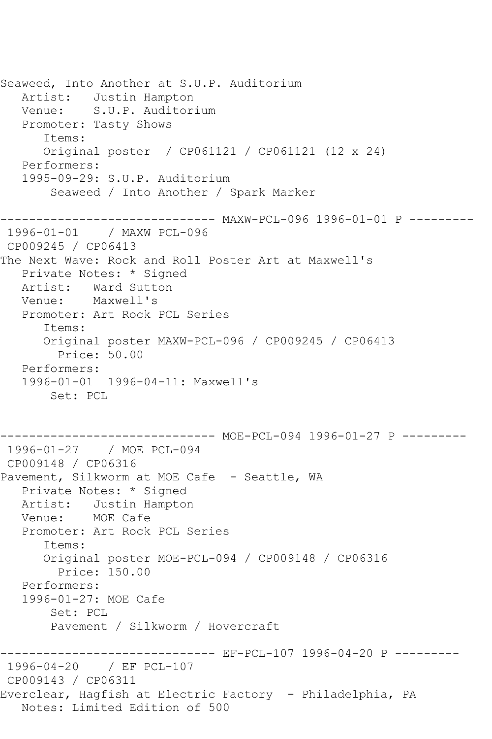```
Seaweed, Into Another at S.U.P. Auditorium
   Artist:   Justin Hampton
   Venue:    S.U.P. Auditorium
   Promoter: Tasty Shows
      Items:
      Original poster  / CP061121 / CP061121 (12 x 24)
   Performers:
   1995-09-29: S.U.P. Auditorium
       Seaweed / Into Another / Spark Marker

------------------------------ MAXW-PCL-096 1996-01-01 P ---------
 1996-01-01    / MAXW PCL-096
 CP009245 / CP06413
The Next Wave: Rock and Roll Poster Art at Maxwell's
   Private Notes: * Signed
   Artist:   Ward Sutton
   Venue:    Maxwell's
   Promoter: Art Rock PCL Series
      Items:
      Original poster MAXW-PCL-096 / CP009245 / CP06413
        Price: 50.00
   Performers:
   1996-01-01  1996-04-11: Maxwell's
       Set: PCL


------------------------------ MOE-PCL-094 1996-01-27 P ---------
 1996-01-27    / MOE PCL-094
 CP009148 / CP06316
Pavement, Silkworm at MOE Cafe  - Seattle, WA
   Private Notes: * Signed
   Artist:   Justin Hampton
   Venue:    MOE Cafe
   Promoter: Art Rock PCL Series
      Items:
      Original poster MOE-PCL-094 / CP009148 / CP06316
        Price: 150.00
   Performers:
   1996-01-27: MOE Cafe
       Set: PCL
       Pavement / Silkworm / Hovercraft

------------------------------ EF-PCL-107 1996-04-20 P ---------
 1996-04-20    / EF PCL-107
 CP009143 / CP06311
Everclear, Hagfish at Electric Factory  - Philadelphia, PA
   Notes: Limited Edition of 500
```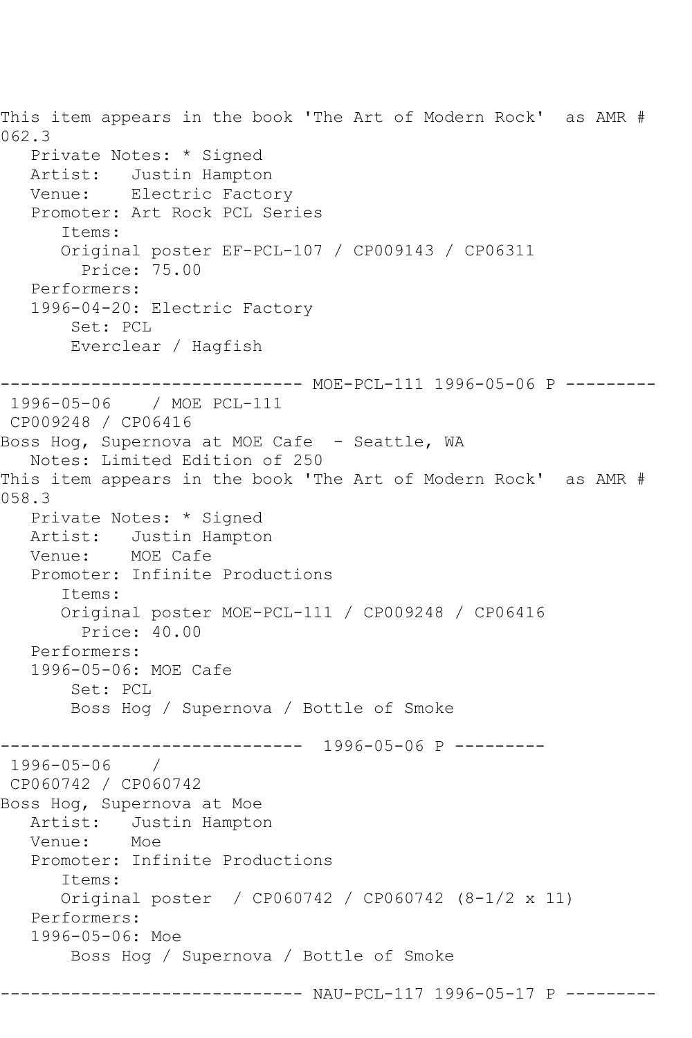This item appears in the book 'The Art of Modern Rock' as AMR # 062.3
   Private Notes: * Signed
   Artist:   Justin Hampton
   Venue:    Electric Factory
   Promoter: Art Rock PCL Series
      Items:
      Original poster EF-PCL-107 / CP009143 / CP06311
        Price: 75.00
   Performers:
   1996-04-20: Electric Factory
       Set: PCL
       Everclear / Hagfish

------------------------------ MOE-PCL-111 1996-05-06 P ---------
 1996-05-06    / MOE PCL-111
 CP009248 / CP06416
Boss Hog, Supernova at MOE Cafe  - Seattle, WA
   Notes: Limited Edition of 250
This item appears in the book 'The Art of Modern Rock' as AMR # 058.3
   Private Notes: * Signed
   Artist:   Justin Hampton
   Venue:    MOE Cafe
   Promoter: Infinite Productions
      Items:
      Original poster MOE-PCL-111 / CP009248 / CP06416
        Price: 40.00
   Performers:
   1996-05-06: MOE Cafe
       Set: PCL
       Boss Hog / Supernova / Bottle of Smoke

------------------------------  1996-05-06 P ---------
 1996-05-06    /
 CP060742 / CP060742
Boss Hog, Supernova at Moe
   Artist:   Justin Hampton
   Venue:    Moe
   Promoter: Infinite Productions
      Items:
      Original poster  / CP060742 / CP060742 (8-1/2 x 11)
   Performers:
   1996-05-06: Moe
       Boss Hog / Supernova / Bottle of Smoke

------------------------------ NAU-PCL-117 1996-05-17 P ---------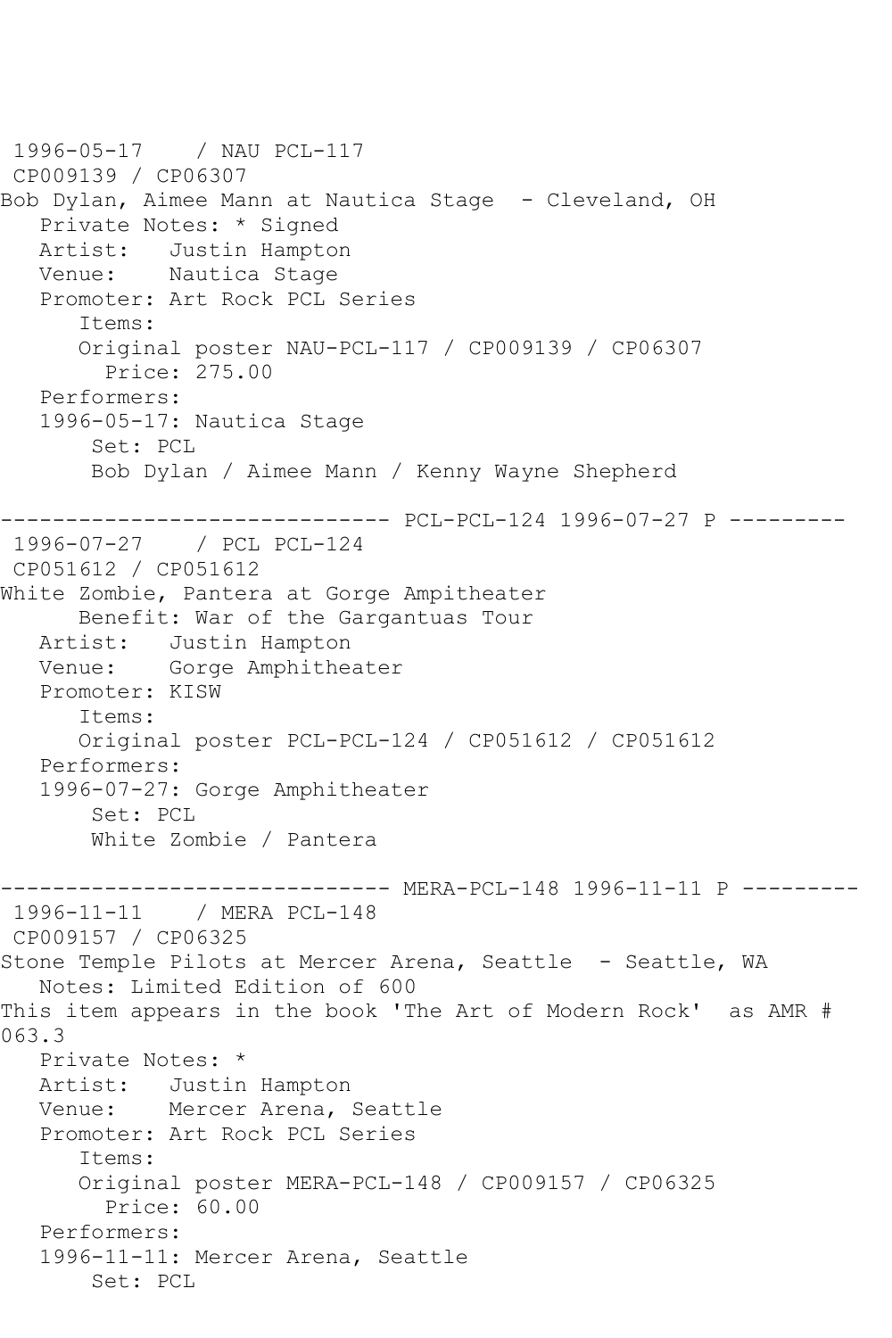1996-05-17    / NAU PCL-117
CP009139 / CP06307
Bob Dylan, Aimee Mann at Nautica Stage  - Cleveland, OH
   Private Notes: * Signed
   Artist:   Justin Hampton
   Venue:    Nautica Stage
   Promoter: Art Rock PCL Series
      Items:
      Original poster NAU-PCL-117 / CP009139 / CP06307
        Price: 275.00
   Performers:
   1996-05-17: Nautica Stage
       Set: PCL
       Bob Dylan / Aimee Mann / Kenny Wayne Shepherd

------------------------------ PCL-PCL-124 1996-07-27 P ---------
1996-07-27    / PCL PCL-124
CP051612 / CP051612
White Zombie, Pantera at Gorge Ampitheater
      Benefit: War of the Gargantuas Tour
   Artist:   Justin Hampton
   Venue:    Gorge Amphitheater
   Promoter: KISW
      Items:
      Original poster PCL-PCL-124 / CP051612 / CP051612
   Performers:
   1996-07-27: Gorge Amphitheater
       Set: PCL
       White Zombie / Pantera

------------------------------ MERA-PCL-148 1996-11-11 P ---------
1996-11-11    / MERA PCL-148
CP009157 / CP06325
Stone Temple Pilots at Mercer Arena, Seattle  - Seattle, WA
   Notes: Limited Edition of 600
This item appears in the book 'The Art of Modern Rock'  as AMR # 063.3
   Private Notes: *
   Artist:   Justin Hampton
   Venue:    Mercer Arena, Seattle
   Promoter: Art Rock PCL Series
      Items:
      Original poster MERA-PCL-148 / CP009157 / CP06325
        Price: 60.00
   Performers:
   1996-11-11: Mercer Arena, Seattle
       Set: PCL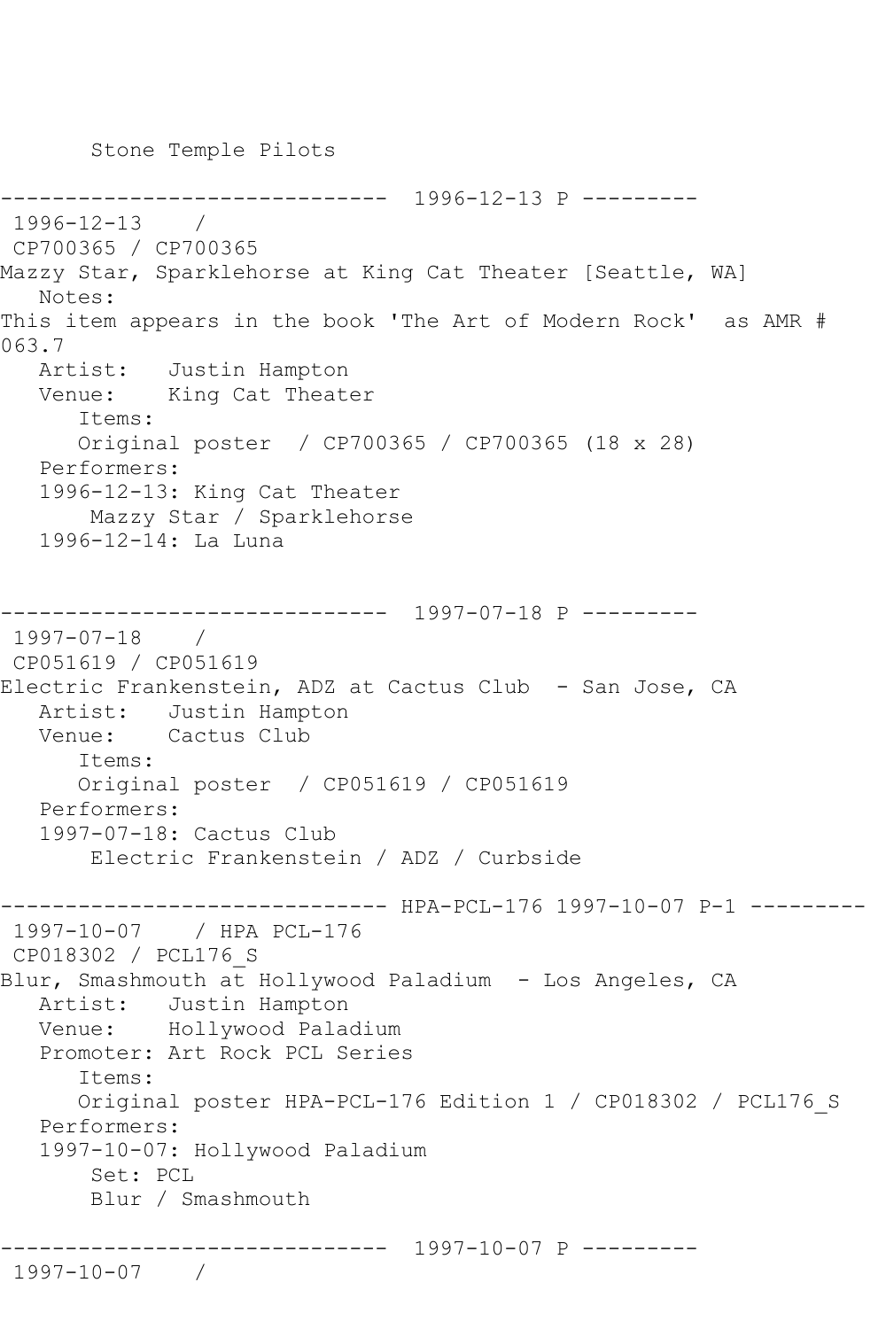Stone Temple Pilots

------------------------------  1996-12-13 P ---------
1996-12-13    /
CP700365 / CP700365
Mazzy Star, Sparklehorse at King Cat Theater [Seattle, WA]
Notes:
This item appears in the book 'The Art of Modern Rock'  as AMR # 063.7
Artist:   Justin Hampton
Venue:    King Cat Theater
Items:
Original poster  / CP700365 / CP700365 (18 x 28)
Performers:
1996-12-13: King Cat Theater
Mazzy Star / Sparklehorse
1996-12-14: La Luna

------------------------------  1997-07-18 P ---------
1997-07-18    /
CP051619 / CP051619
Electric Frankenstein, ADZ at Cactus Club  - San Jose, CA
Artist:   Justin Hampton
Venue:    Cactus Club
Items:
Original poster  / CP051619 / CP051619
Performers:
1997-07-18: Cactus Club
Electric Frankenstein / ADZ / Curbside

------------------------------ HPA-PCL-176 1997-10-07 P-1 ---------
1997-10-07    / HPA PCL-176
CP018302 / PCL176_S
Blur, Smashmouth at Hollywood Paladium  - Los Angeles, CA
Artist:   Justin Hampton
Venue:    Hollywood Paladium
Promoter: Art Rock PCL Series
Items:
Original poster HPA-PCL-176 Edition 1 / CP018302 / PCL176_S
Performers:
1997-10-07: Hollywood Paladium
Set: PCL
Blur / Smashmouth

------------------------------  1997-10-07 P ---------
1997-10-07    /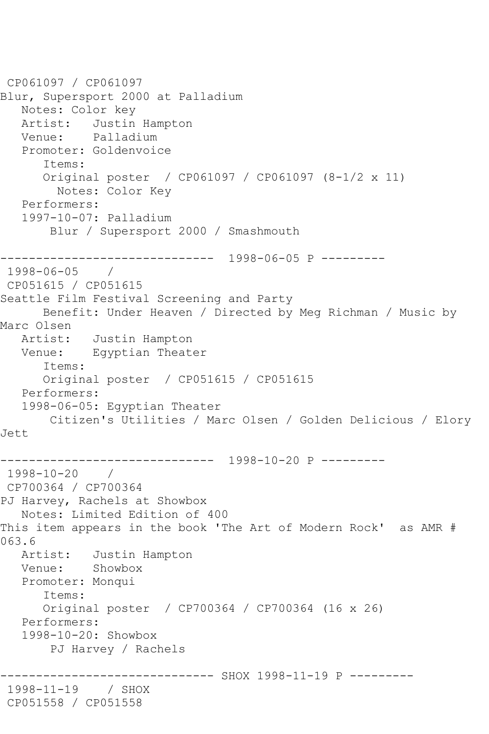CP061097 / CP061097
Blur, Supersport 2000 at Palladium
   Notes: Color key
   Artist:   Justin Hampton
   Venue:    Palladium
   Promoter: Goldenvoice
      Items:
      Original poster  / CP061097 / CP061097 (8-1/2 x 11)
        Notes: Color Key
   Performers:
   1997-10-07: Palladium
       Blur / Supersport 2000 / Smashmouth

------------------------------  1998-06-05 P ---------
 1998-06-05    /
 CP051615 / CP051615
Seattle Film Festival Screening and Party
      Benefit: Under Heaven / Directed by Meg Richman / Music by Marc Olsen
   Artist:   Justin Hampton
   Venue:    Egyptian Theater
      Items:
      Original poster  / CP051615 / CP051615
   Performers:
   1998-06-05: Egyptian Theater
       Citizen's Utilities / Marc Olsen / Golden Delicious / Elory Jett

------------------------------  1998-10-20 P ---------
 1998-10-20    /
 CP700364 / CP700364
PJ Harvey, Rachels at Showbox
   Notes: Limited Edition of 400
This item appears in the book 'The Art of Modern Rock'  as AMR # 063.6
   Artist:   Justin Hampton
   Venue:    Showbox
   Promoter: Monqui
      Items:
      Original poster  / CP700364 / CP700364 (16 x 26)
   Performers:
   1998-10-20: Showbox
       PJ Harvey / Rachels

------------------------------ SHOX 1998-11-19 P ---------
 1998-11-19    / SHOX
 CP051558 / CP051558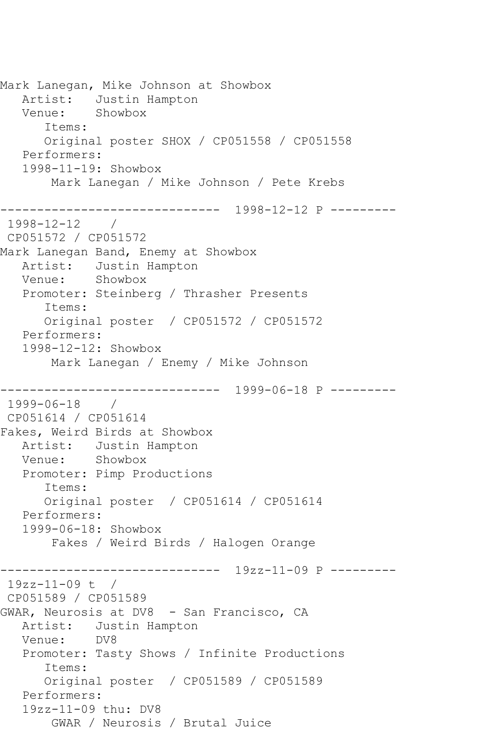Mark Lanegan, Mike Johnson at Showbox
   Artist:   Justin Hampton
   Venue:    Showbox
      Items:
      Original poster SHOX / CP051558 / CP051558
   Performers:
   1998-11-19: Showbox
       Mark Lanegan / Mike Johnson / Pete Krebs

------------------------------  1998-12-12 P ---------
 1998-12-12    /
 CP051572 / CP051572
Mark Lanegan Band, Enemy at Showbox
   Artist:   Justin Hampton
   Venue:    Showbox
   Promoter: Steinberg / Thrasher Presents
      Items:
      Original poster  / CP051572 / CP051572
   Performers:
   1998-12-12: Showbox
       Mark Lanegan / Enemy / Mike Johnson

------------------------------  1999-06-18 P ---------
 1999-06-18    /
 CP051614 / CP051614
Fakes, Weird Birds at Showbox
   Artist:   Justin Hampton
   Venue:    Showbox
   Promoter: Pimp Productions
      Items:
      Original poster  / CP051614 / CP051614
   Performers:
   1999-06-18: Showbox
       Fakes / Weird Birds / Halogen Orange

------------------------------  19zz-11-09 P ---------
 19zz-11-09 t  /
 CP051589 / CP051589
GWAR, Neurosis at DV8  - San Francisco, CA
   Artist:   Justin Hampton
   Venue:    DV8
   Promoter: Tasty Shows / Infinite Productions
      Items:
      Original poster  / CP051589 / CP051589
   Performers:
   19zz-11-09 thu: DV8
       GWAR / Neurosis / Brutal Juice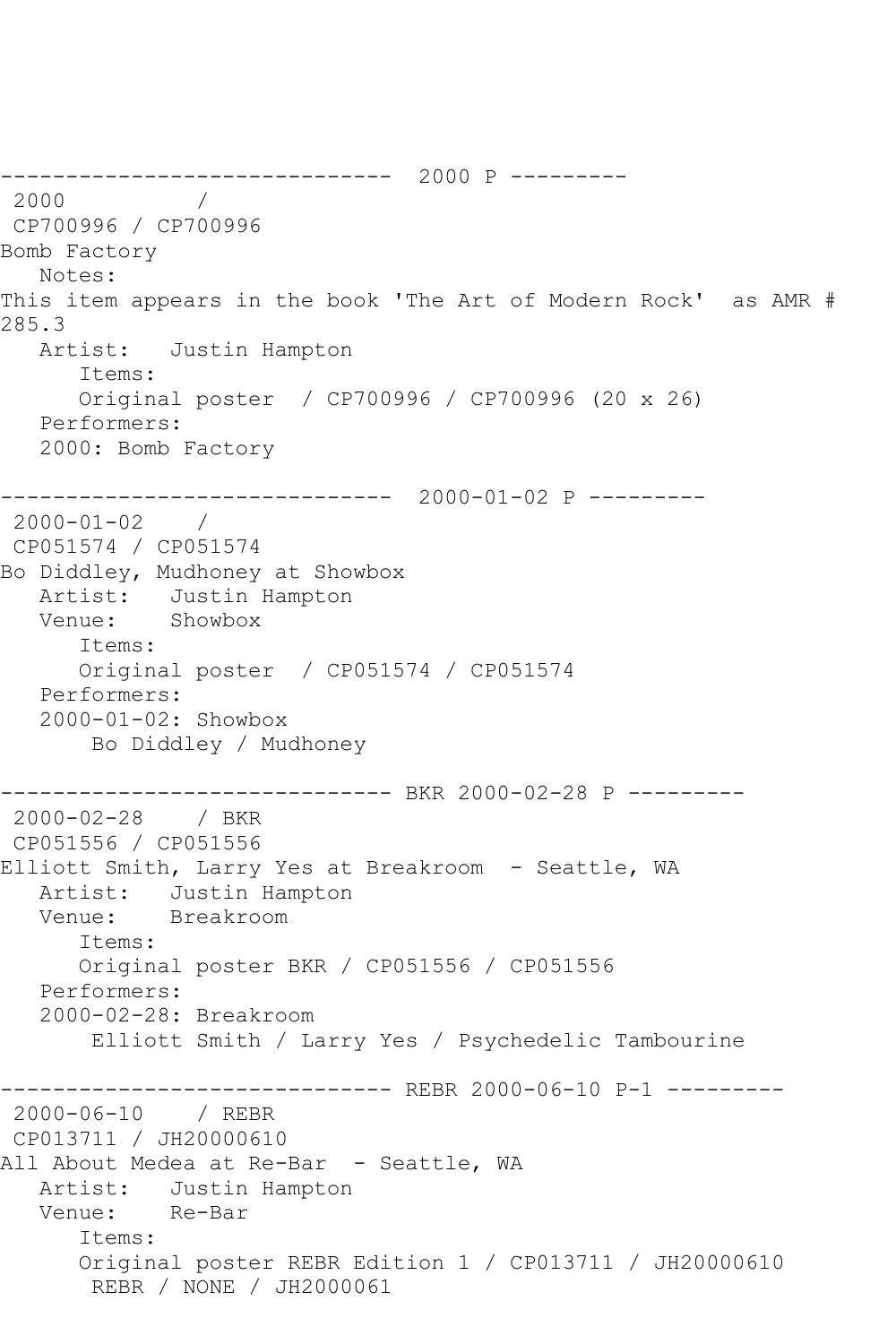------------------------------  2000 P ---------
 2000          / 
 CP700996 / CP700996
Bomb Factory
   Notes:
This item appears in the book 'The Art of Modern Rock'  as AMR # 285.3
   Artist:   Justin Hampton
      Items:
      Original poster  / CP700996 / CP700996 (20 x 26)
   Performers:
   2000: Bomb Factory

------------------------------  2000-01-02 P ---------
 2000-01-02    / 
 CP051574 / CP051574
Bo Diddley, Mudhoney at Showbox
   Artist:   Justin Hampton
   Venue:    Showbox
      Items:
      Original poster  / CP051574 / CP051574
   Performers:
   2000-01-02: Showbox
       Bo Diddley / Mudhoney

------------------------------ BKR 2000-02-28 P ---------
 2000-02-28    / BKR
 CP051556 / CP051556
Elliott Smith, Larry Yes at Breakroom  - Seattle, WA
   Artist:   Justin Hampton
   Venue:    Breakroom
      Items:
      Original poster BKR / CP051556 / CP051556
   Performers:
   2000-02-28: Breakroom
       Elliott Smith / Larry Yes / Psychedelic Tambourine

------------------------------ REBR 2000-06-10 P-1 ---------
 2000-06-10    / REBR
 CP013711 / JH20000610
All About Medea at Re-Bar  - Seattle, WA
   Artist:   Justin Hampton
   Venue:    Re-Bar
      Items:
      Original poster REBR Edition 1 / CP013711 / JH20000610
       REBR / NONE / JH2000061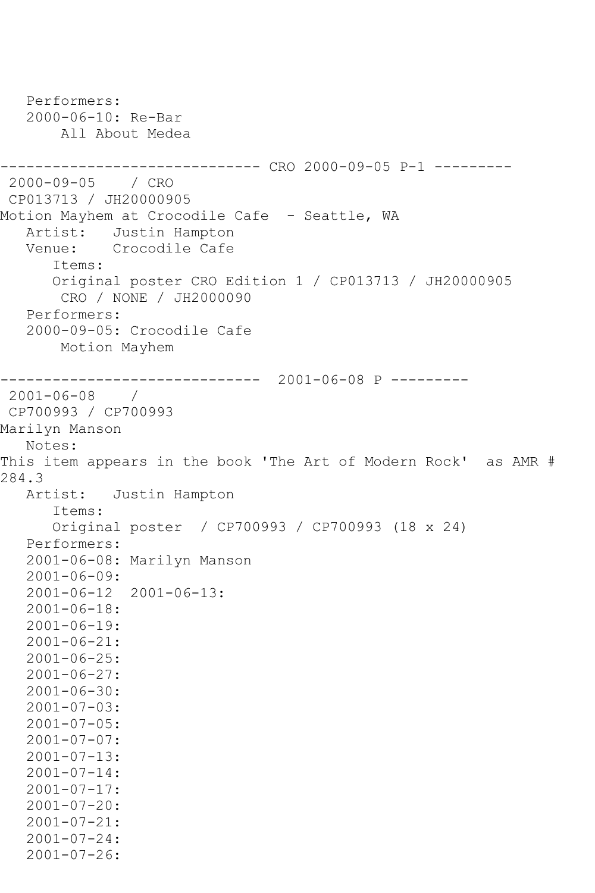```
   Performers:
   2000-06-10: Re-Bar
       All About Medea

------------------------------ CRO 2000-09-05 P-1 ---------
 2000-09-05    / CRO
 CP013713 / JH20000905
Motion Mayhem at Crocodile Cafe  - Seattle, WA
   Artist:   Justin Hampton
   Venue:    Crocodile Cafe
      Items:
      Original poster CRO Edition 1 / CP013713 / JH20000905
       CRO / NONE / JH2000090
   Performers:
   2000-09-05: Crocodile Cafe
       Motion Mayhem

------------------------------  2001-06-08 P ---------
 2001-06-08    /
 CP700993 / CP700993
Marilyn Manson
   Notes:
This item appears in the book 'The Art of Modern Rock'  as AMR #
284.3
   Artist:   Justin Hampton
      Items:
      Original poster  / CP700993 / CP700993 (18 x 24)
   Performers:
   2001-06-08: Marilyn Manson
   2001-06-09:
   2001-06-12  2001-06-13:
   2001-06-18:
   2001-06-19:
   2001-06-21:
   2001-06-25:
   2001-06-27:
   2001-06-30:
   2001-07-03:
   2001-07-05:
   2001-07-07:
   2001-07-13:
   2001-07-14:
   2001-07-17:
   2001-07-20:
   2001-07-21:
   2001-07-24:
   2001-07-26:
```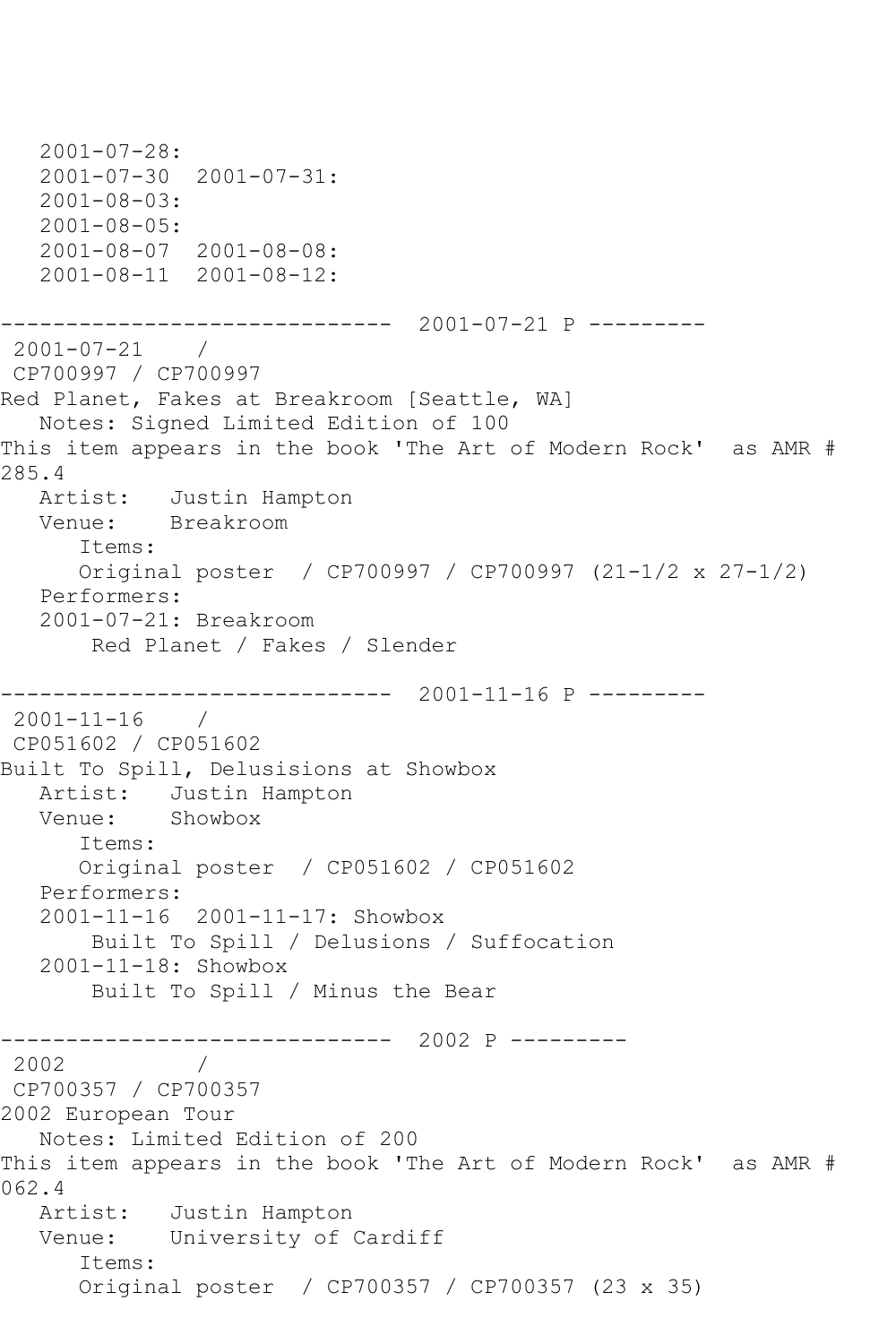2001-07-28:
2001-07-30  2001-07-31:
2001-08-03:
2001-08-05:
2001-08-07  2001-08-08:
2001-08-11  2001-08-12:

------------------------------  2001-07-21 P ---------

2001-07-21    /
CP700997 / CP700997
Red Planet, Fakes at Breakroom [Seattle, WA]
Notes: Signed Limited Edition of 100
This item appears in the book 'The Art of Modern Rock'  as AMR # 285.4
Artist:   Justin Hampton
Venue:    Breakroom
Items:
Original poster  / CP700997 / CP700997 (21-1/2 x 27-1/2)
Performers:
2001-07-21: Breakroom
Red Planet / Fakes / Slender

------------------------------  2001-11-16 P ---------

2001-11-16    /
CP051602 / CP051602
Built To Spill, Delusisions at Showbox
Artist:   Justin Hampton
Venue:    Showbox
Items:
Original poster  / CP051602 / CP051602
Performers:
2001-11-16  2001-11-17: Showbox
Built To Spill / Delusions / Suffocation
2001-11-18: Showbox
Built To Spill / Minus the Bear

------------------------------  2002 P ---------

2002          /
CP700357 / CP700357
2002 European Tour
Notes: Limited Edition of 200
This item appears in the book 'The Art of Modern Rock'  as AMR # 062.4
Artist:   Justin Hampton
Venue:    University of Cardiff
Items:
Original poster  / CP700357 / CP700357 (23 x 35)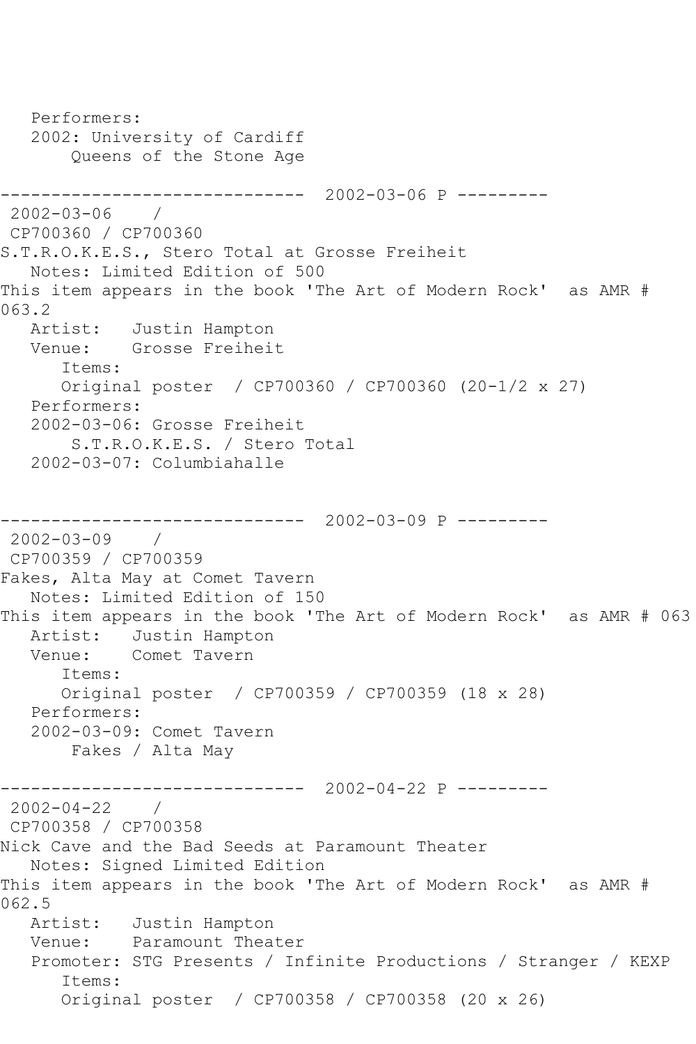Performers:
2002: University of Cardiff
Queens of the Stone Age

------------------------------ 2002-03-06 P ---------

2002-03-06 /
CP700360 / CP700360
S.T.R.O.K.E.S., Stero Total at Grosse Freiheit
Notes: Limited Edition of 500
This item appears in the book 'The Art of Modern Rock' as AMR # 063.2
Artist: Justin Hampton
Venue: Grosse Freiheit
Items:
Original poster / CP700360 / CP700360 (20-1/2 x 27)
Performers:
2002-03-06: Grosse Freiheit
S.T.R.O.K.E.S. / Stero Total
2002-03-07: Columbiahalle

------------------------------ 2002-03-09 P ---------

2002-03-09 /
CP700359 / CP700359
Fakes, Alta May at Comet Tavern
Notes: Limited Edition of 150
This item appears in the book 'The Art of Modern Rock' as AMR # 063
Artist: Justin Hampton
Venue: Comet Tavern
Items:
Original poster / CP700359 / CP700359 (18 x 28)
Performers:
2002-03-09: Comet Tavern
Fakes / Alta May

------------------------------ 2002-04-22 P ---------

2002-04-22 /
CP700358 / CP700358
Nick Cave and the Bad Seeds at Paramount Theater
Notes: Signed Limited Edition
This item appears in the book 'The Art of Modern Rock' as AMR # 062.5
Artist: Justin Hampton
Venue: Paramount Theater
Promoter: STG Presents / Infinite Productions / Stranger / KEXP
Items:
Original poster / CP700358 / CP700358 (20 x 26)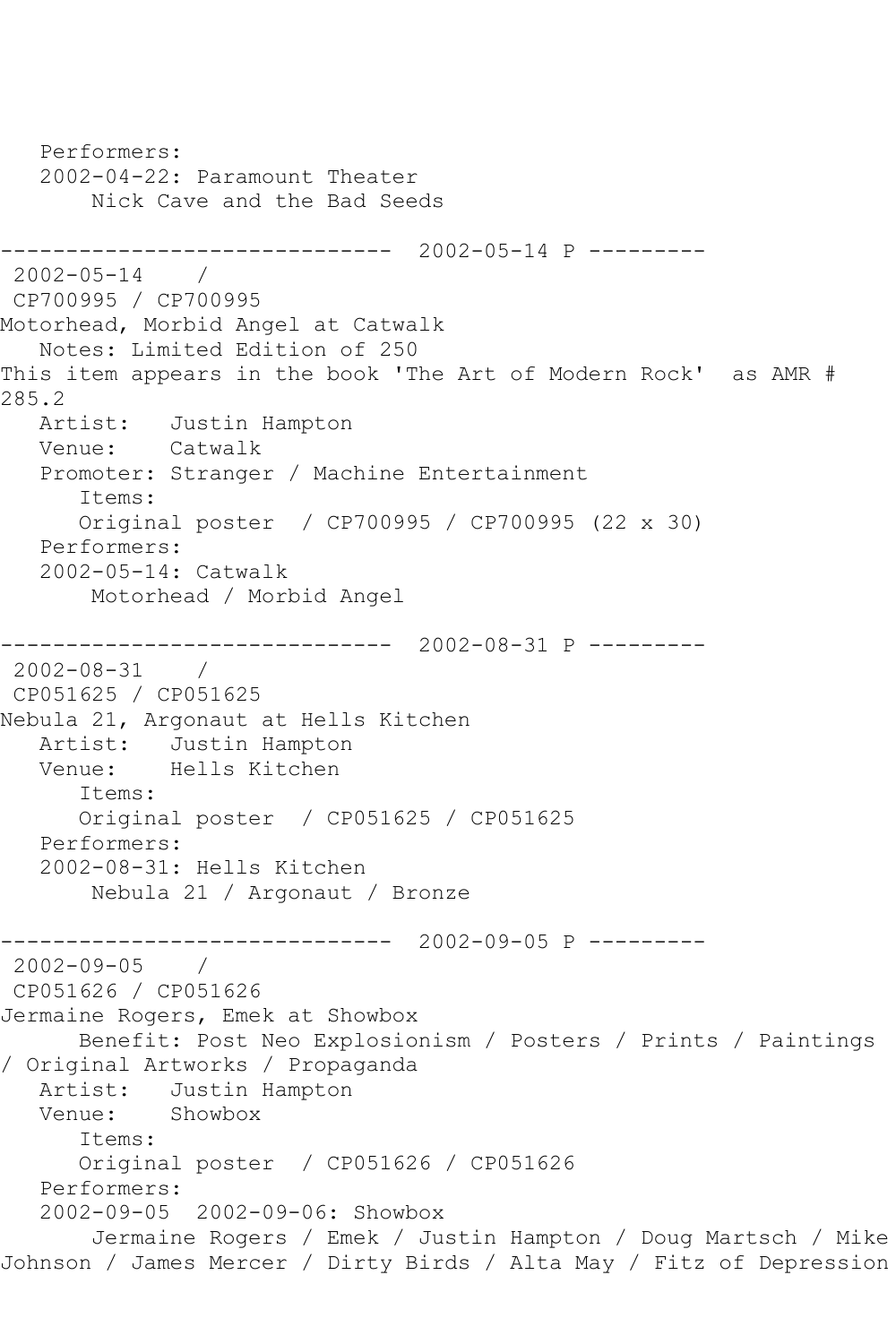Performers:
2002-04-22: Paramount Theater
Nick Cave and the Bad Seeds

------------------------------ 2002-05-14 P ---------

2002-05-14 /
CP700995 / CP700995
Motorhead, Morbid Angel at Catwalk
Notes: Limited Edition of 250
This item appears in the book 'The Art of Modern Rock' as AMR # 285.2
Artist: Justin Hampton
Venue: Catwalk
Promoter: Stranger / Machine Entertainment
Items:
Original poster / CP700995 / CP700995 (22 x 30)
Performers:
2002-05-14: Catwalk
Motorhead / Morbid Angel

------------------------------ 2002-08-31 P ---------

2002-08-31 /
CP051625 / CP051625
Nebula 21, Argonaut at Hells Kitchen
Artist: Justin Hampton
Venue: Hells Kitchen
Items:
Original poster / CP051625 / CP051625
Performers:
2002-08-31: Hells Kitchen
Nebula 21 / Argonaut / Bronze

------------------------------ 2002-09-05 P ---------

2002-09-05 /
CP051626 / CP051626
Jermaine Rogers, Emek at Showbox
Benefit: Post Neo Explosionism / Posters / Prints / Paintings / Original Artworks / Propaganda
Artist: Justin Hampton
Venue: Showbox
Items:
Original poster / CP051626 / CP051626
Performers:
2002-09-05 2002-09-06: Showbox
Jermaine Rogers / Emek / Justin Hampton / Doug Martsch / Mike Johnson / James Mercer / Dirty Birds / Alta May / Fitz of Depression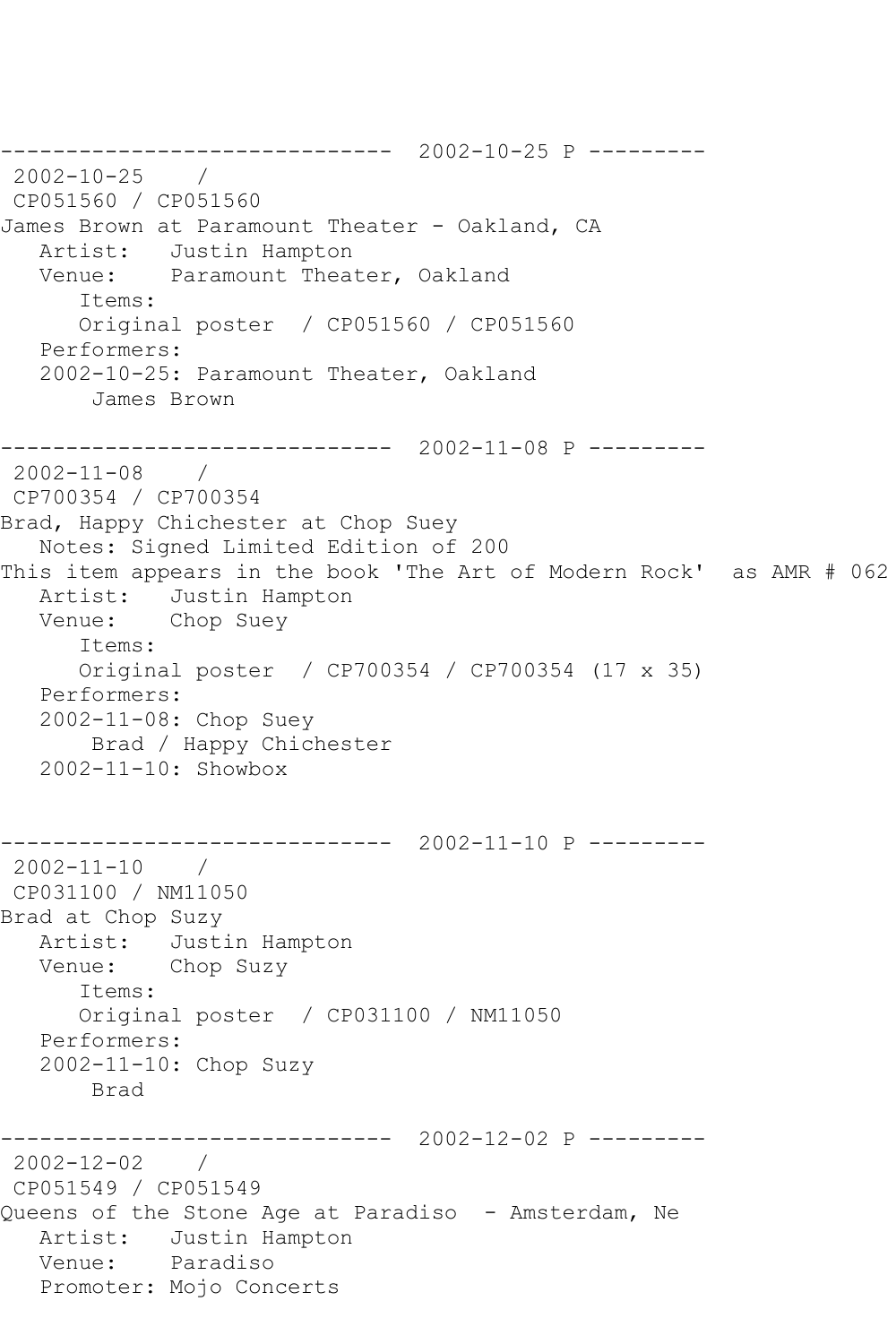```
------------------------------  2002-10-25 P ---------
 2002-10-25    /
 CP051560 / CP051560
James Brown at Paramount Theater - Oakland, CA
   Artist:   Justin Hampton
   Venue:    Paramount Theater, Oakland
      Items:
      Original poster  / CP051560 / CP051560
   Performers:
   2002-10-25: Paramount Theater, Oakland
       James Brown

------------------------------  2002-11-08 P ---------
 2002-11-08    /
 CP700354 / CP700354
Brad, Happy Chichester at Chop Suey
   Notes: Signed Limited Edition of 200
This item appears in the book 'The Art of Modern Rock'  as AMR # 062
   Artist:   Justin Hampton
   Venue:    Chop Suey
      Items:
      Original poster  / CP700354 / CP700354 (17 x 35)
   Performers:
   2002-11-08: Chop Suey
       Brad / Happy Chichester
   2002-11-10: Showbox


------------------------------  2002-11-10 P ---------
 2002-11-10    /
 CP031100 / NM11050
Brad at Chop Suzy
   Artist:   Justin Hampton
   Venue:    Chop Suzy
      Items:
      Original poster  / CP031100 / NM11050
   Performers:
   2002-11-10: Chop Suzy
       Brad

------------------------------  2002-12-02 P ---------
 2002-12-02    /
 CP051549 / CP051549
Queens of the Stone Age at Paradiso  - Amsterdam, Ne
   Artist:   Justin Hampton
   Venue:    Paradiso
   Promoter: Mojo Concerts
```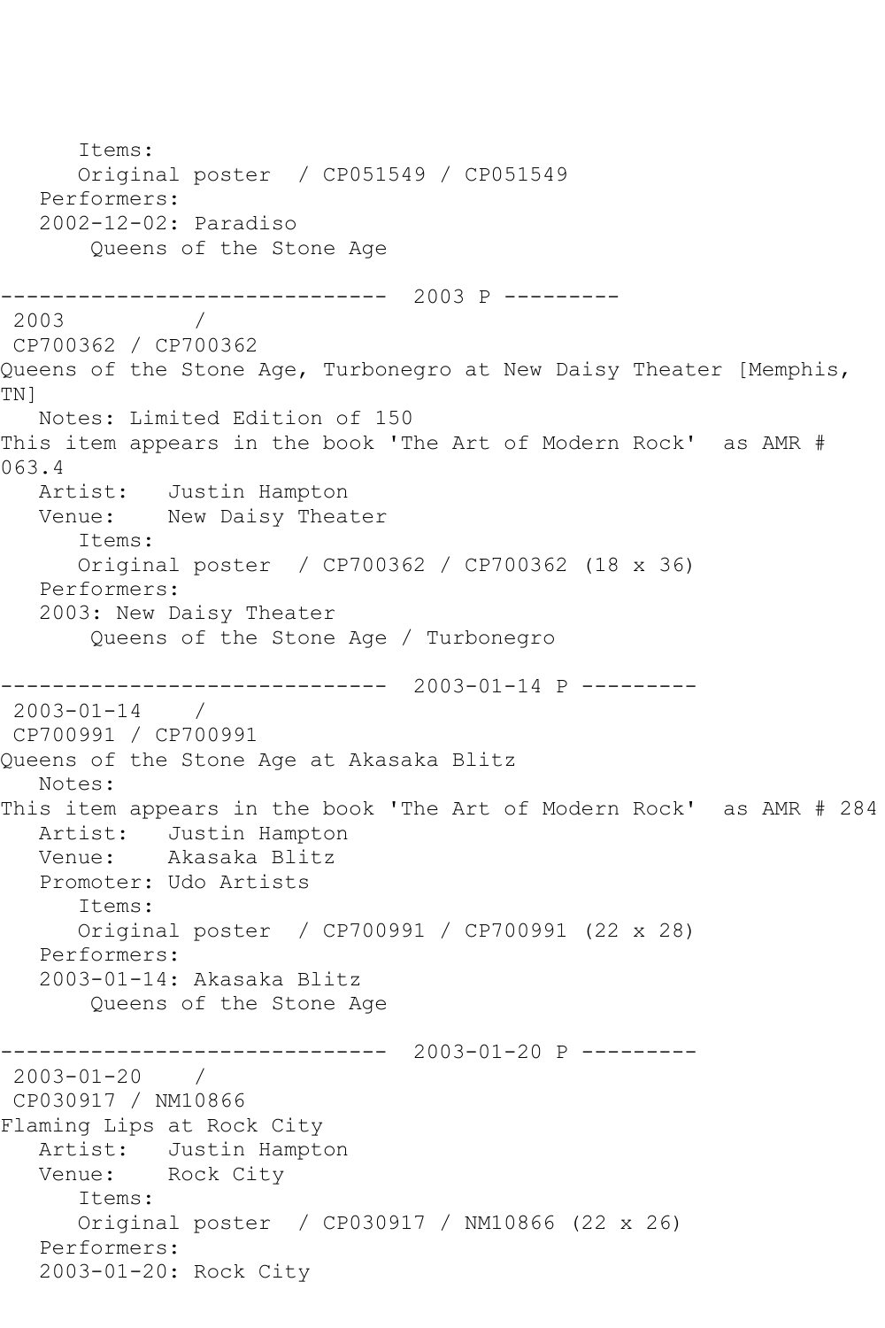Items:
Original poster / CP051549 / CP051549
Performers:
2002-12-02: Paradiso
Queens of the Stone Age

------------------------------ 2003 P ---------
2003 /
CP700362 / CP700362
Queens of the Stone Age, Turbonegro at New Daisy Theater [Memphis, TN]
Notes: Limited Edition of 150
This item appears in the book 'The Art of Modern Rock' as AMR # 063.4
Artist: Justin Hampton
Venue: New Daisy Theater
Items:
Original poster / CP700362 / CP700362 (18 x 36)
Performers:
2003: New Daisy Theater
Queens of the Stone Age / Turbonegro

------------------------------ 2003-01-14 P ---------
2003-01-14 /
CP700991 / CP700991
Queens of the Stone Age at Akasaka Blitz
Notes:
This item appears in the book 'The Art of Modern Rock' as AMR # 284
Artist: Justin Hampton
Venue: Akasaka Blitz
Promoter: Udo Artists
Items:
Original poster / CP700991 / CP700991 (22 x 28)
Performers:
2003-01-14: Akasaka Blitz
Queens of the Stone Age

------------------------------ 2003-01-20 P ---------
2003-01-20 /
CP030917 / NM10866
Flaming Lips at Rock City
Artist: Justin Hampton
Venue: Rock City
Items:
Original poster / CP030917 / NM10866 (22 x 26)
Performers:
2003-01-20: Rock City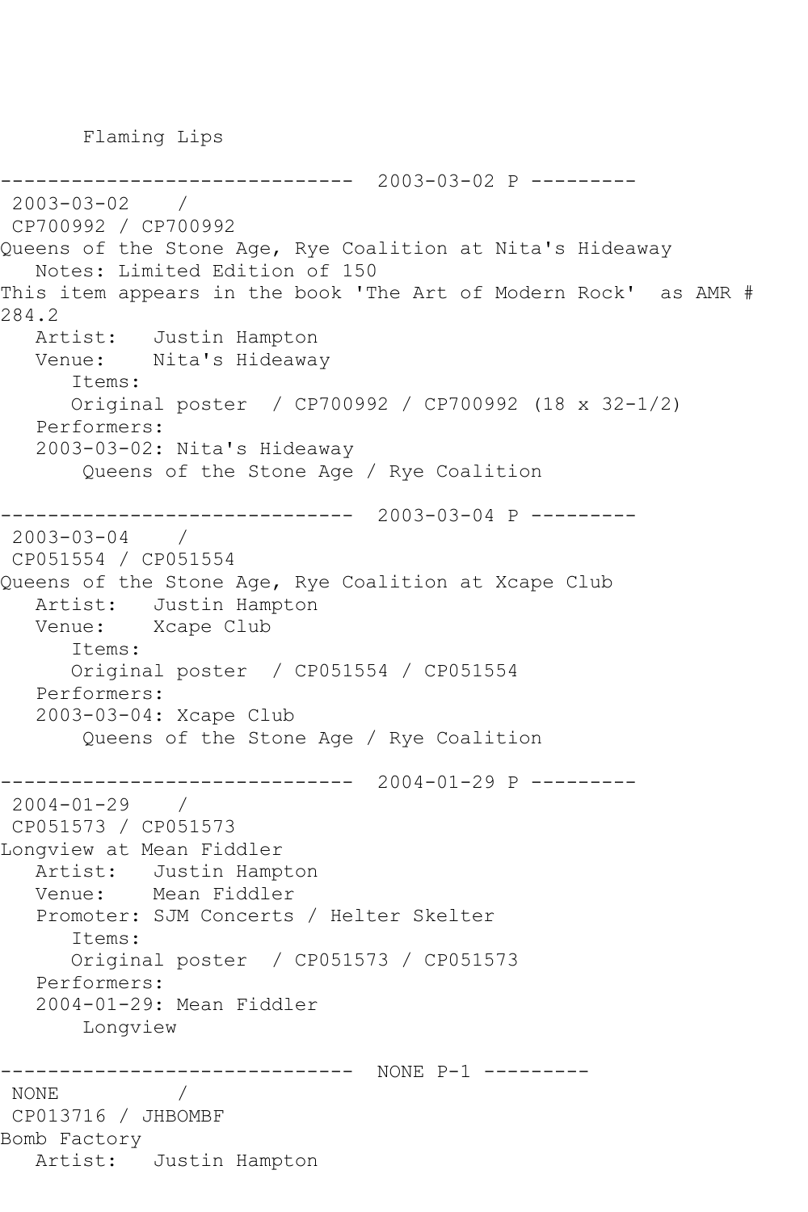Flaming Lips

------------------------------ 2003-03-02 P ---------

2003-03-02 /
CP700992 / CP700992
Queens of the Stone Age, Rye Coalition at Nita's Hideaway
Notes: Limited Edition of 150
This item appears in the book 'The Art of Modern Rock' as AMR # 284.2
Artist: Justin Hampton
Venue: Nita's Hideaway
Items:
Original poster / CP700992 / CP700992 (18 x 32-1/2)
Performers:
2003-03-02: Nita's Hideaway
Queens of the Stone Age / Rye Coalition

------------------------------ 2003-03-04 P ---------

2003-03-04 /
CP051554 / CP051554
Queens of the Stone Age, Rye Coalition at Xcape Club
Artist: Justin Hampton
Venue: Xcape Club
Items:
Original poster / CP051554 / CP051554
Performers:
2003-03-04: Xcape Club
Queens of the Stone Age / Rye Coalition

------------------------------ 2004-01-29 P ---------

2004-01-29 /
CP051573 / CP051573
Longview at Mean Fiddler
Artist: Justin Hampton
Venue: Mean Fiddler
Promoter: SJM Concerts / Helter Skelter
Items:
Original poster / CP051573 / CP051573
Performers:
2004-01-29: Mean Fiddler
Longview

------------------------------ NONE P-1 ---------

NONE /
CP013716 / JHBOMBF
Bomb Factory
Artist: Justin Hampton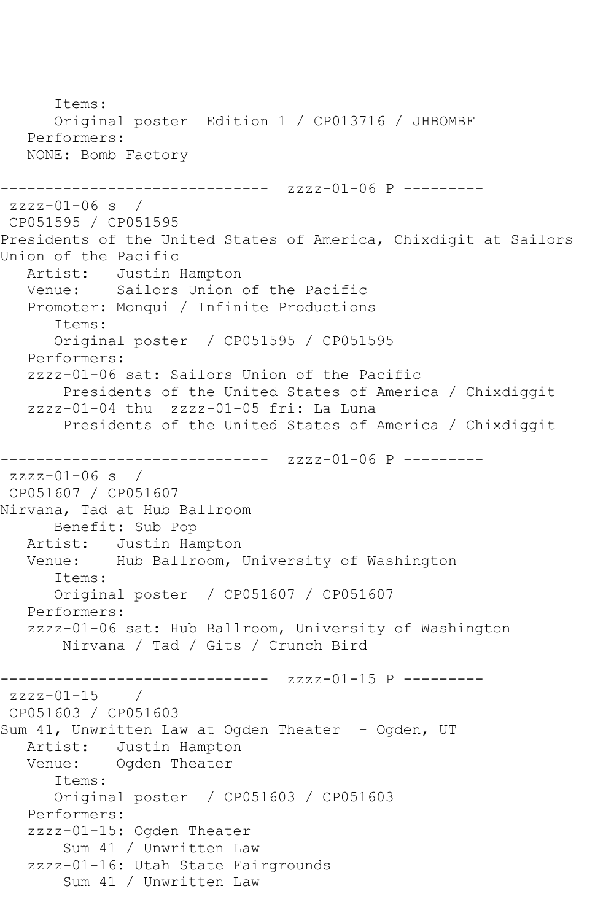```
      Items:
      Original poster  Edition 1 / CP013716 / JHBOMBF
   Performers:
   NONE: Bomb Factory

------------------------------  zzzz-01-06 P ---------
 zzzz-01-06 s  /  
 CP051595 / CP051595
Presidents of the United States of America, Chixdigit at Sailors 
Union of the Pacific
   Artist:   Justin Hampton
   Venue:    Sailors Union of the Pacific
   Promoter: Monqui / Infinite Productions
      Items:
      Original poster  / CP051595 / CP051595
   Performers:
   zzzz-01-06 sat: Sailors Union of the Pacific
       Presidents of the United States of America / Chixdiggit
   zzzz-01-04 thu  zzzz-01-05 fri: La Luna
       Presidents of the United States of America / Chixdiggit

------------------------------  zzzz-01-06 P ---------
 zzzz-01-06 s  /  
 CP051607 / CP051607
Nirvana, Tad at Hub Ballroom
      Benefit: Sub Pop
   Artist:   Justin Hampton
   Venue:    Hub Ballroom, University of Washington
      Items:
      Original poster  / CP051607 / CP051607
   Performers:
   zzzz-01-06 sat: Hub Ballroom, University of Washington
       Nirvana / Tad / Gits / Crunch Bird

------------------------------  zzzz-01-15 P ---------
 zzzz-01-15    /  
 CP051603 / CP051603
Sum 41, Unwritten Law at Ogden Theater  - Ogden, UT
   Artist:   Justin Hampton
   Venue:    Ogden Theater
      Items:
      Original poster  / CP051603 / CP051603
   Performers:
   zzzz-01-15: Ogden Theater
       Sum 41 / Unwritten Law
   zzzz-01-16: Utah State Fairgrounds
       Sum 41 / Unwritten Law
```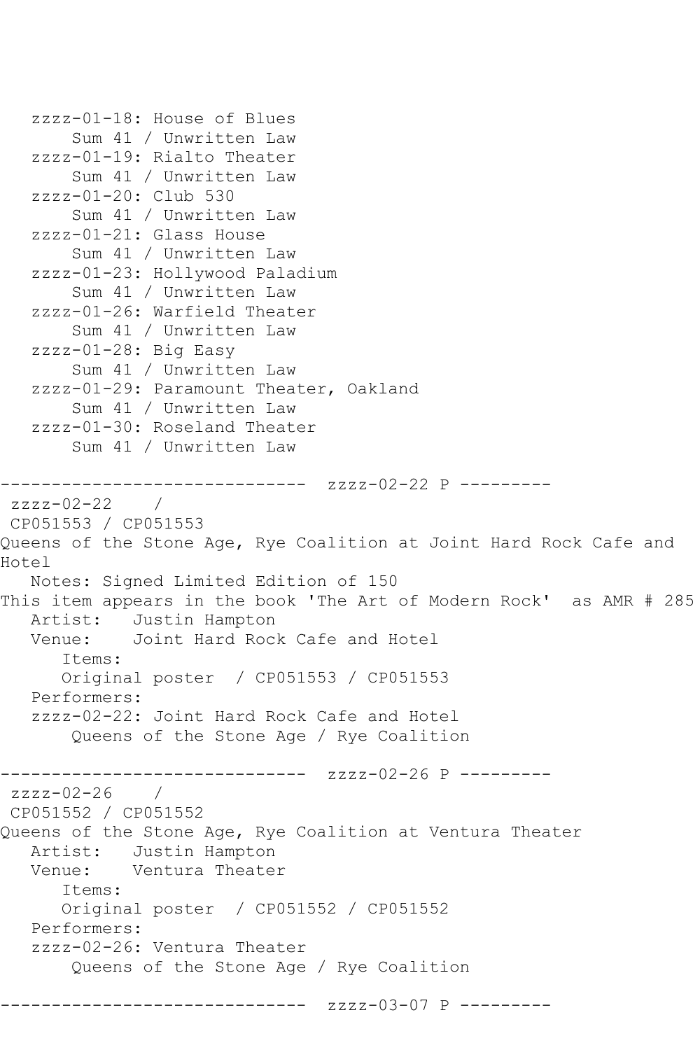```
   zzzz-01-18: House of Blues
       Sum 41 / Unwritten Law
   zzzz-01-19: Rialto Theater
       Sum 41 / Unwritten Law
   zzzz-01-20: Club 530
       Sum 41 / Unwritten Law
   zzzz-01-21: Glass House
       Sum 41 / Unwritten Law
   zzzz-01-23: Hollywood Paladium
       Sum 41 / Unwritten Law
   zzzz-01-26: Warfield Theater
       Sum 41 / Unwritten Law
   zzzz-01-28: Big Easy
       Sum 41 / Unwritten Law
   zzzz-01-29: Paramount Theater, Oakland
       Sum 41 / Unwritten Law
   zzzz-01-30: Roseland Theater
       Sum 41 / Unwritten Law

------------------------------  zzzz-02-22 P ---------
 zzzz-02-22    / 
 CP051553 / CP051553
Queens of the Stone Age, Rye Coalition at Joint Hard Rock Cafe and 
Hotel
   Notes: Signed Limited Edition of 150
This item appears in the book 'The Art of Modern Rock'  as AMR # 285
   Artist:   Justin Hampton
   Venue:    Joint Hard Rock Cafe and Hotel
      Items:
      Original poster  / CP051553 / CP051553
   Performers:
   zzzz-02-22: Joint Hard Rock Cafe and Hotel
       Queens of the Stone Age / Rye Coalition

------------------------------  zzzz-02-26 P ---------
 zzzz-02-26    / 
 CP051552 / CP051552
Queens of the Stone Age, Rye Coalition at Ventura Theater
   Artist:   Justin Hampton
   Venue:    Ventura Theater
      Items:
      Original poster  / CP051552 / CP051552
   Performers:
   zzzz-02-26: Ventura Theater
       Queens of the Stone Age / Rye Coalition

------------------------------  zzzz-03-07 P ---------
```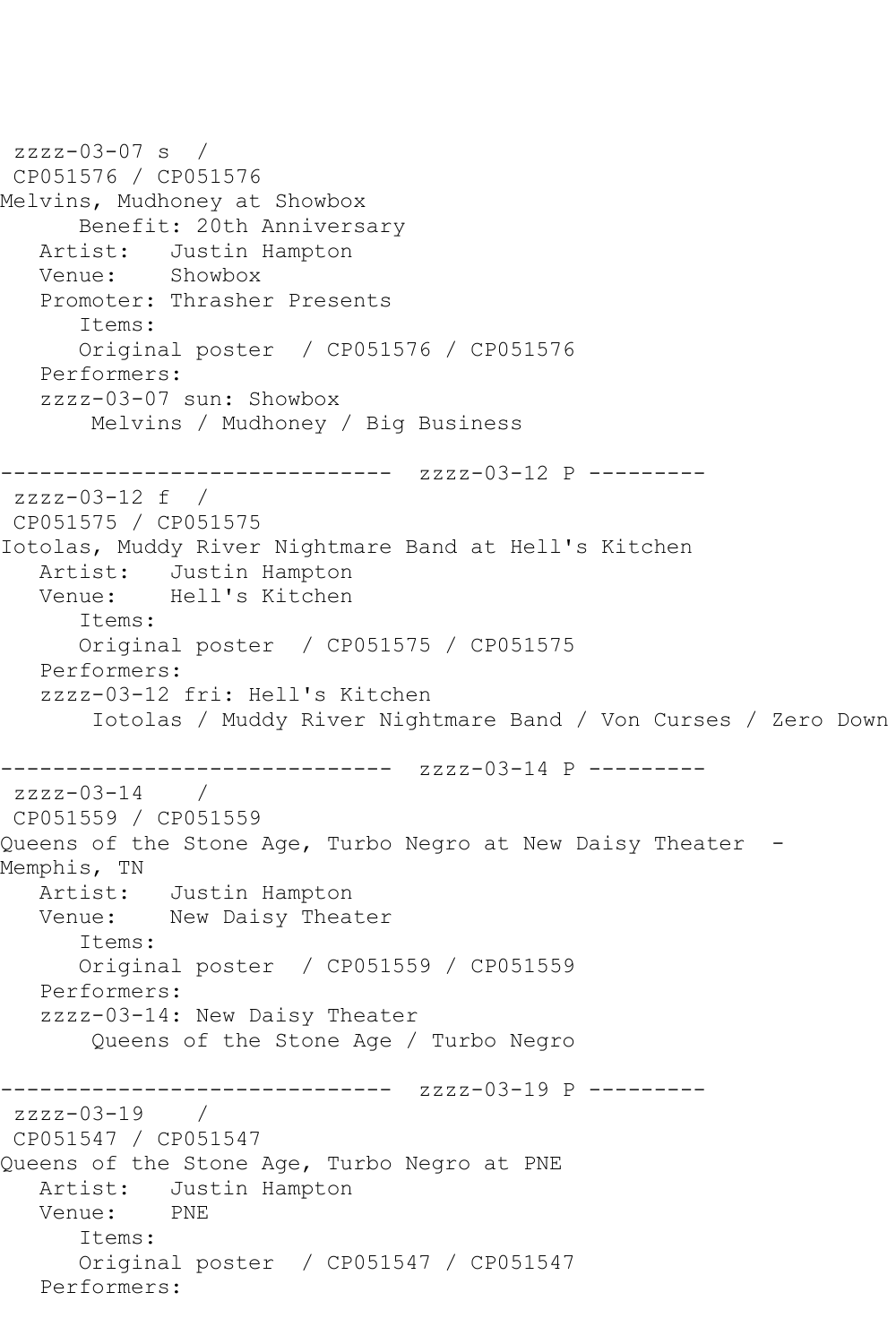```
 zzzz-03-07 s  /
 CP051576 / CP051576
Melvins, Mudhoney at Showbox
      Benefit: 20th Anniversary
   Artist:   Justin Hampton
   Venue:    Showbox
   Promoter: Thrasher Presents
      Items:
      Original poster  / CP051576 / CP051576
   Performers:
   zzzz-03-07 sun: Showbox
       Melvins / Mudhoney / Big Business

------------------------------  zzzz-03-12 P ---------
 zzzz-03-12 f  /
 CP051575 / CP051575
Iotolas, Muddy River Nightmare Band at Hell's Kitchen
   Artist:   Justin Hampton
   Venue:    Hell's Kitchen
      Items:
      Original poster  / CP051575 / CP051575
   Performers:
   zzzz-03-12 fri: Hell's Kitchen
       Iotolas / Muddy River Nightmare Band / Von Curses / Zero Down

------------------------------  zzzz-03-14 P ---------
 zzzz-03-14    /
 CP051559 / CP051559
Queens of the Stone Age, Turbo Negro at New Daisy Theater  -
Memphis, TN
   Artist:   Justin Hampton
   Venue:    New Daisy Theater
      Items:
      Original poster  / CP051559 / CP051559
   Performers:
   zzzz-03-14: New Daisy Theater
       Queens of the Stone Age / Turbo Negro

------------------------------  zzzz-03-19 P ---------
 zzzz-03-19    /
 CP051547 / CP051547
Queens of the Stone Age, Turbo Negro at PNE
   Artist:   Justin Hampton
   Venue:    PNE
      Items:
      Original poster  / CP051547 / CP051547
   Performers:
```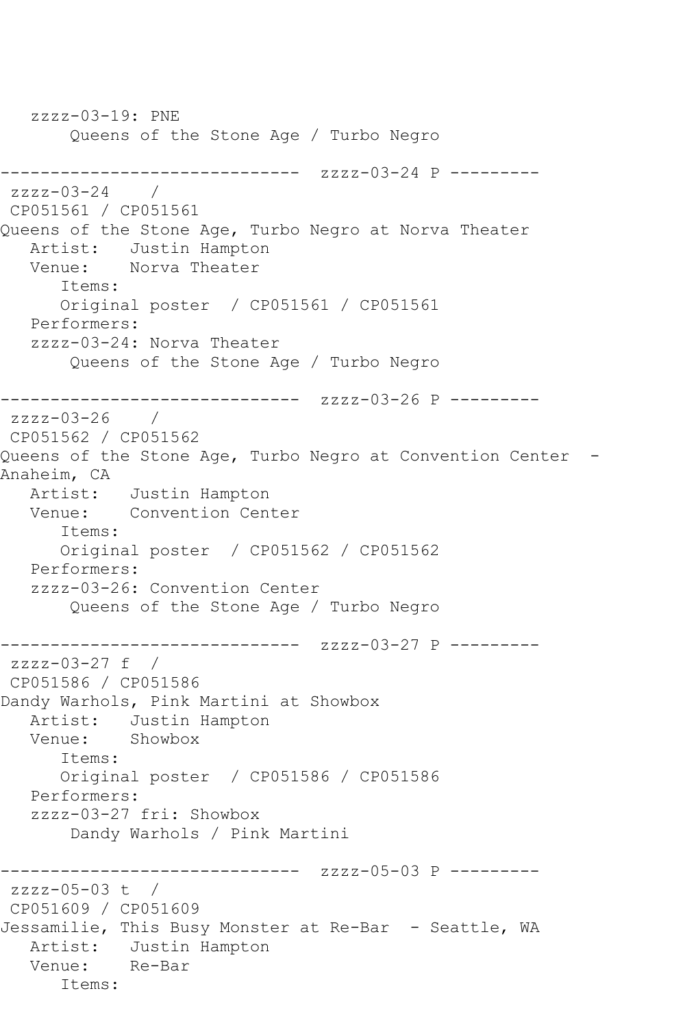```
   zzzz-03-19: PNE
       Queens of the Stone Age / Turbo Negro

------------------------------  zzzz-03-24 P ---------
 zzzz-03-24    /
 CP051561 / CP051561
Queens of the Stone Age, Turbo Negro at Norva Theater
   Artist:   Justin Hampton
   Venue:    Norva Theater
      Items:
      Original poster  / CP051561 / CP051561
   Performers:
   zzzz-03-24: Norva Theater
       Queens of the Stone Age / Turbo Negro

------------------------------  zzzz-03-26 P ---------
 zzzz-03-26    /
 CP051562 / CP051562
Queens of the Stone Age, Turbo Negro at Convention Center  -
Anaheim, CA
   Artist:   Justin Hampton
   Venue:    Convention Center
      Items:
      Original poster  / CP051562 / CP051562
   Performers:
   zzzz-03-26: Convention Center
       Queens of the Stone Age / Turbo Negro

------------------------------  zzzz-03-27 P ---------
 zzzz-03-27 f  /
 CP051586 / CP051586
Dandy Warhols, Pink Martini at Showbox
   Artist:   Justin Hampton
   Venue:    Showbox
      Items:
      Original poster  / CP051586 / CP051586
   Performers:
   zzzz-03-27 fri: Showbox
       Dandy Warhols / Pink Martini

------------------------------  zzzz-05-03 P ---------
 zzzz-05-03 t  /
 CP051609 / CP051609
Jessamilie, This Busy Monster at Re-Bar  - Seattle, WA
   Artist:   Justin Hampton
   Venue:    Re-Bar
      Items:
```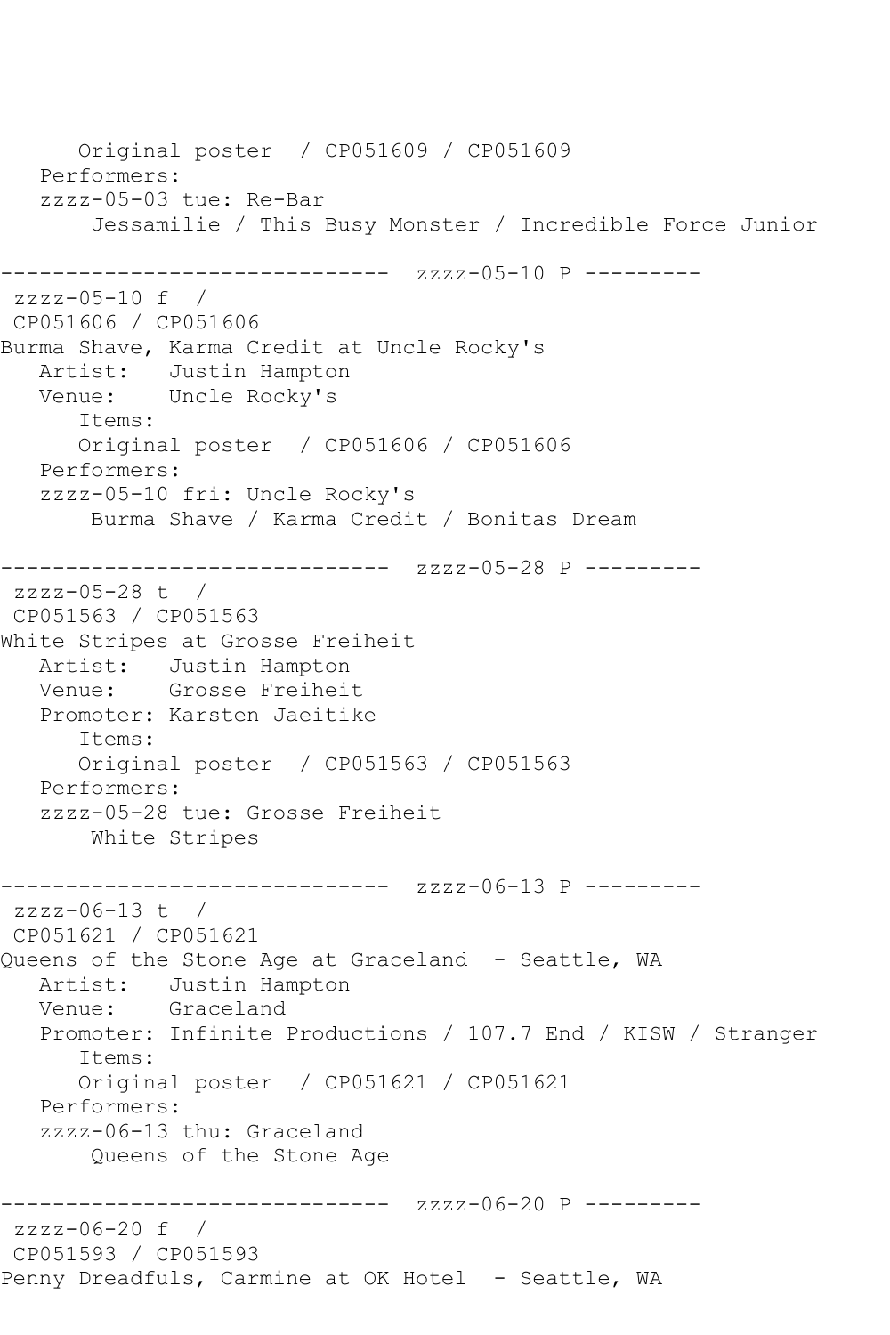```
      Original poster  / CP051609 / CP051609
   Performers:
   zzzz-05-03 tue: Re-Bar
       Jessamilie / This Busy Monster / Incredible Force Junior

------------------------------  zzzz-05-10 P ---------
 zzzz-05-10 f  / 
 CP051606 / CP051606
Burma Shave, Karma Credit at Uncle Rocky's
   Artist:   Justin Hampton
   Venue:    Uncle Rocky's
      Items:
      Original poster  / CP051606 / CP051606
   Performers:
   zzzz-05-10 fri: Uncle Rocky's
       Burma Shave / Karma Credit / Bonitas Dream

------------------------------  zzzz-05-28 P ---------
 zzzz-05-28 t  / 
 CP051563 / CP051563
White Stripes at Grosse Freiheit
   Artist:   Justin Hampton
   Venue:    Grosse Freiheit
   Promoter: Karsten Jaeitike
      Items:
      Original poster  / CP051563 / CP051563
   Performers:
   zzzz-05-28 tue: Grosse Freiheit
       White Stripes

------------------------------  zzzz-06-13 P ---------
 zzzz-06-13 t  / 
 CP051621 / CP051621
Queens of the Stone Age at Graceland  - Seattle, WA
   Artist:   Justin Hampton
   Venue:    Graceland
   Promoter: Infinite Productions / 107.7 End / KISW / Stranger
      Items:
      Original poster  / CP051621 / CP051621
   Performers:
   zzzz-06-13 thu: Graceland
       Queens of the Stone Age

------------------------------  zzzz-06-20 P ---------
 zzzz-06-20 f  / 
 CP051593 / CP051593
Penny Dreadfuls, Carmine at OK Hotel  - Seattle, WA
```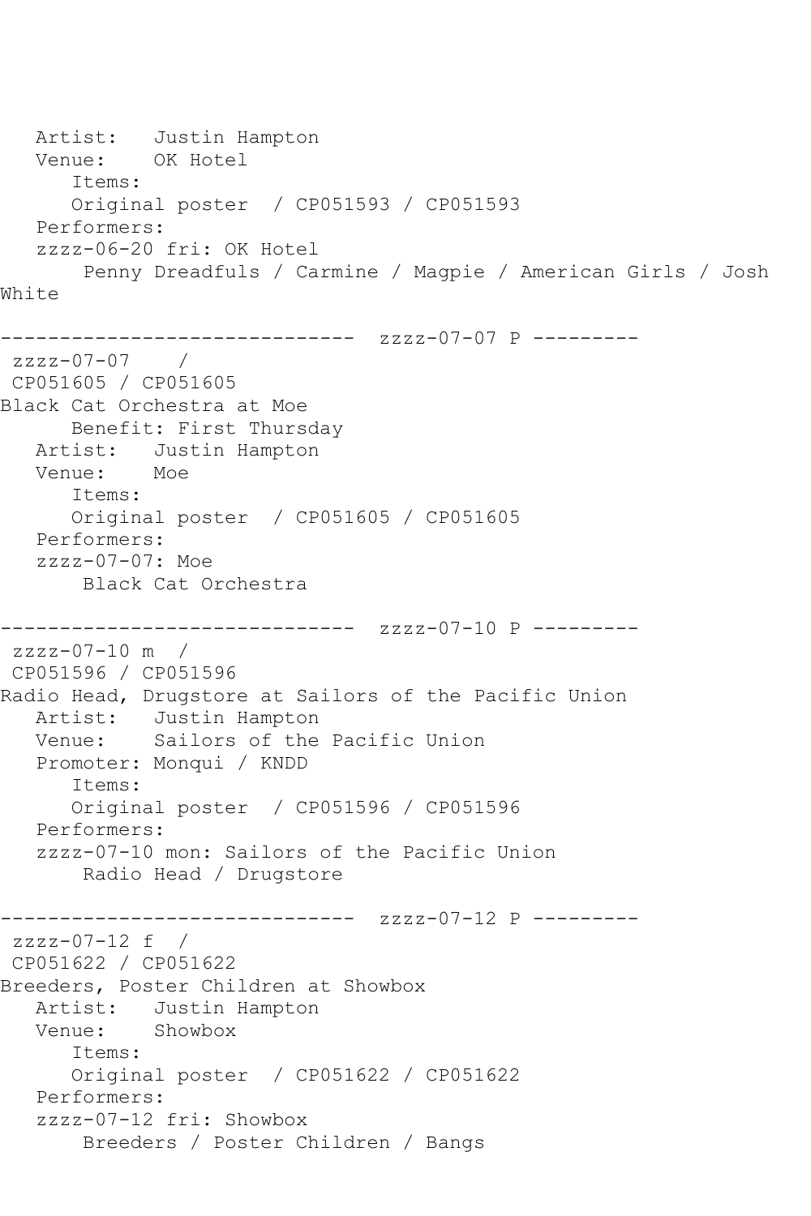```
   Artist:   Justin Hampton
   Venue:    OK Hotel
      Items:
      Original poster  / CP051593 / CP051593
   Performers:
   zzzz-06-20 fri: OK Hotel
       Penny Dreadfuls / Carmine / Magpie / American Girls / Josh 
White

------------------------------  zzzz-07-07 P ---------
 zzzz-07-07    /
 CP051605 / CP051605
Black Cat Orchestra at Moe
      Benefit: First Thursday
   Artist:   Justin Hampton
   Venue:    Moe
      Items:
      Original poster  / CP051605 / CP051605
   Performers:
   zzzz-07-07: Moe
       Black Cat Orchestra

------------------------------  zzzz-07-10 P ---------
 zzzz-07-10 m  /
 CP051596 / CP051596
Radio Head, Drugstore at Sailors of the Pacific Union
   Artist:   Justin Hampton
   Venue:    Sailors of the Pacific Union
   Promoter: Monqui / KNDD
      Items:
      Original poster  / CP051596 / CP051596
   Performers:
   zzzz-07-10 mon: Sailors of the Pacific Union
       Radio Head / Drugstore

------------------------------  zzzz-07-12 P ---------
 zzzz-07-12 f  /
 CP051622 / CP051622
Breeders, Poster Children at Showbox
   Artist:   Justin Hampton
   Venue:    Showbox
      Items:
      Original poster  / CP051622 / CP051622
   Performers:
   zzzz-07-12 fri: Showbox
       Breeders / Poster Children / Bangs
```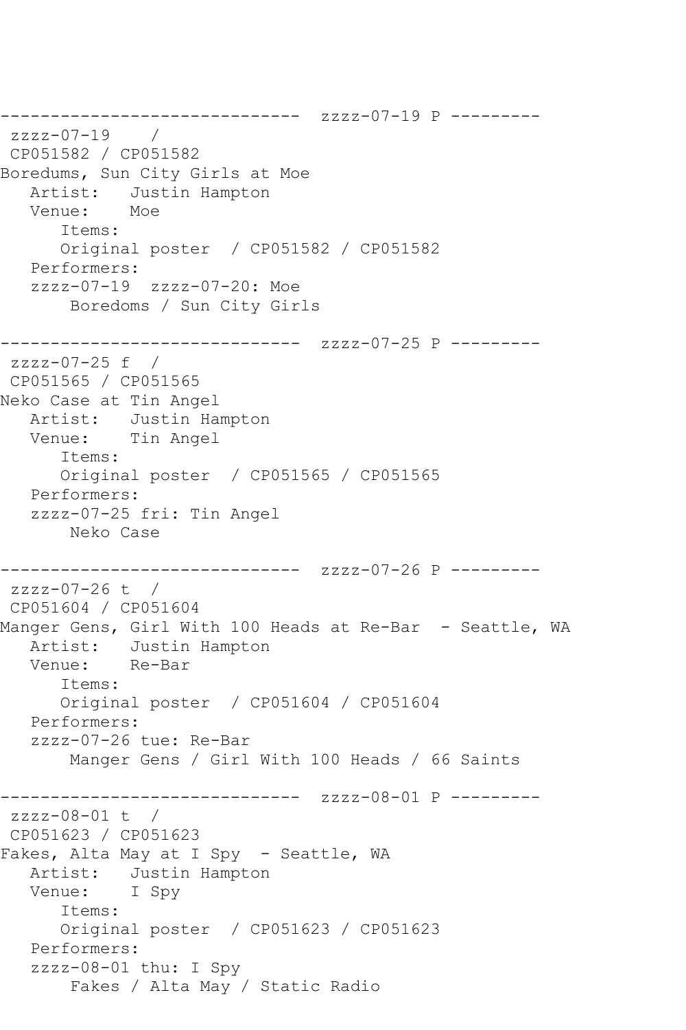```
------------------------------  zzzz-07-19 P ---------
 zzzz-07-19    /
 CP051582 / CP051582
Boredums, Sun City Girls at Moe
   Artist:   Justin Hampton
   Venue:    Moe
      Items:
      Original poster  / CP051582 / CP051582
   Performers:
   zzzz-07-19  zzzz-07-20: Moe
       Boredoms / Sun City Girls

------------------------------  zzzz-07-25 P ---------
 zzzz-07-25 f  /
 CP051565 / CP051565
Neko Case at Tin Angel
   Artist:   Justin Hampton
   Venue:    Tin Angel
      Items:
      Original poster  / CP051565 / CP051565
   Performers:
   zzzz-07-25 fri: Tin Angel
       Neko Case

------------------------------  zzzz-07-26 P ---------
 zzzz-07-26 t  /
 CP051604 / CP051604
Manger Gens, Girl With 100 Heads at Re-Bar  - Seattle, WA
   Artist:   Justin Hampton
   Venue:    Re-Bar
      Items:
      Original poster  / CP051604 / CP051604
   Performers:
   zzzz-07-26 tue: Re-Bar
       Manger Gens / Girl With 100 Heads / 66 Saints

------------------------------  zzzz-08-01 P ---------
 zzzz-08-01 t  /
 CP051623 / CP051623
Fakes, Alta May at I Spy  - Seattle, WA
   Artist:   Justin Hampton
   Venue:    I Spy
      Items:
      Original poster  / CP051623 / CP051623
   Performers:
   zzzz-08-01 thu: I Spy
       Fakes / Alta May / Static Radio
```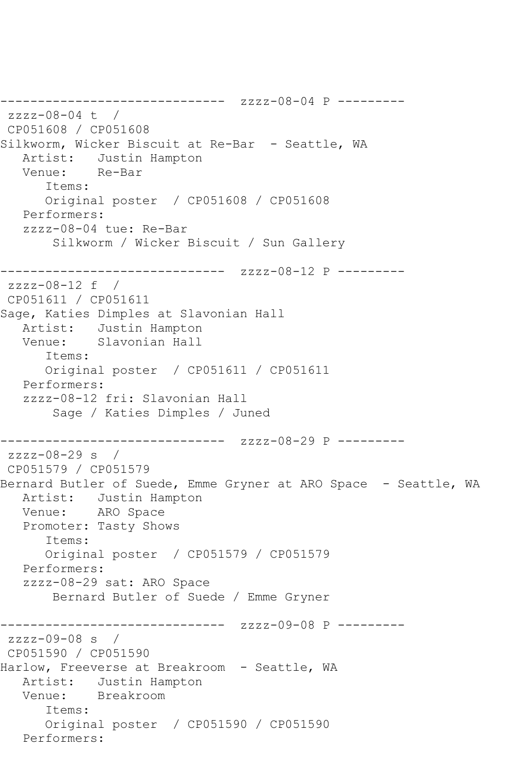```
------------------------------  zzzz-08-04 P ---------
 zzzz-08-04 t  / 
 CP051608 / CP051608
Silkworm, Wicker Biscuit at Re-Bar  - Seattle, WA
   Artist:   Justin Hampton
   Venue:    Re-Bar
      Items:
      Original poster  / CP051608 / CP051608
   Performers:
   zzzz-08-04 tue: Re-Bar
       Silkworm / Wicker Biscuit / Sun Gallery

------------------------------  zzzz-08-12 P ---------
 zzzz-08-12 f  / 
 CP051611 / CP051611
Sage, Katies Dimples at Slavonian Hall
   Artist:   Justin Hampton
   Venue:    Slavonian Hall
      Items:
      Original poster  / CP051611 / CP051611
   Performers:
   zzzz-08-12 fri: Slavonian Hall
       Sage / Katies Dimples / Juned

------------------------------  zzzz-08-29 P ---------
 zzzz-08-29 s  / 
 CP051579 / CP051579
Bernard Butler of Suede, Emme Gryner at ARO Space  - Seattle, WA
   Artist:   Justin Hampton
   Venue:    ARO Space
   Promoter: Tasty Shows
      Items:
      Original poster  / CP051579 / CP051579
   Performers:
   zzzz-08-29 sat: ARO Space
       Bernard Butler of Suede / Emme Gryner

------------------------------  zzzz-09-08 P ---------
 zzzz-09-08 s  / 
 CP051590 / CP051590
Harlow, Freeverse at Breakroom  - Seattle, WA
   Artist:   Justin Hampton
   Venue:    Breakroom
      Items:
      Original poster  / CP051590 / CP051590
   Performers:
```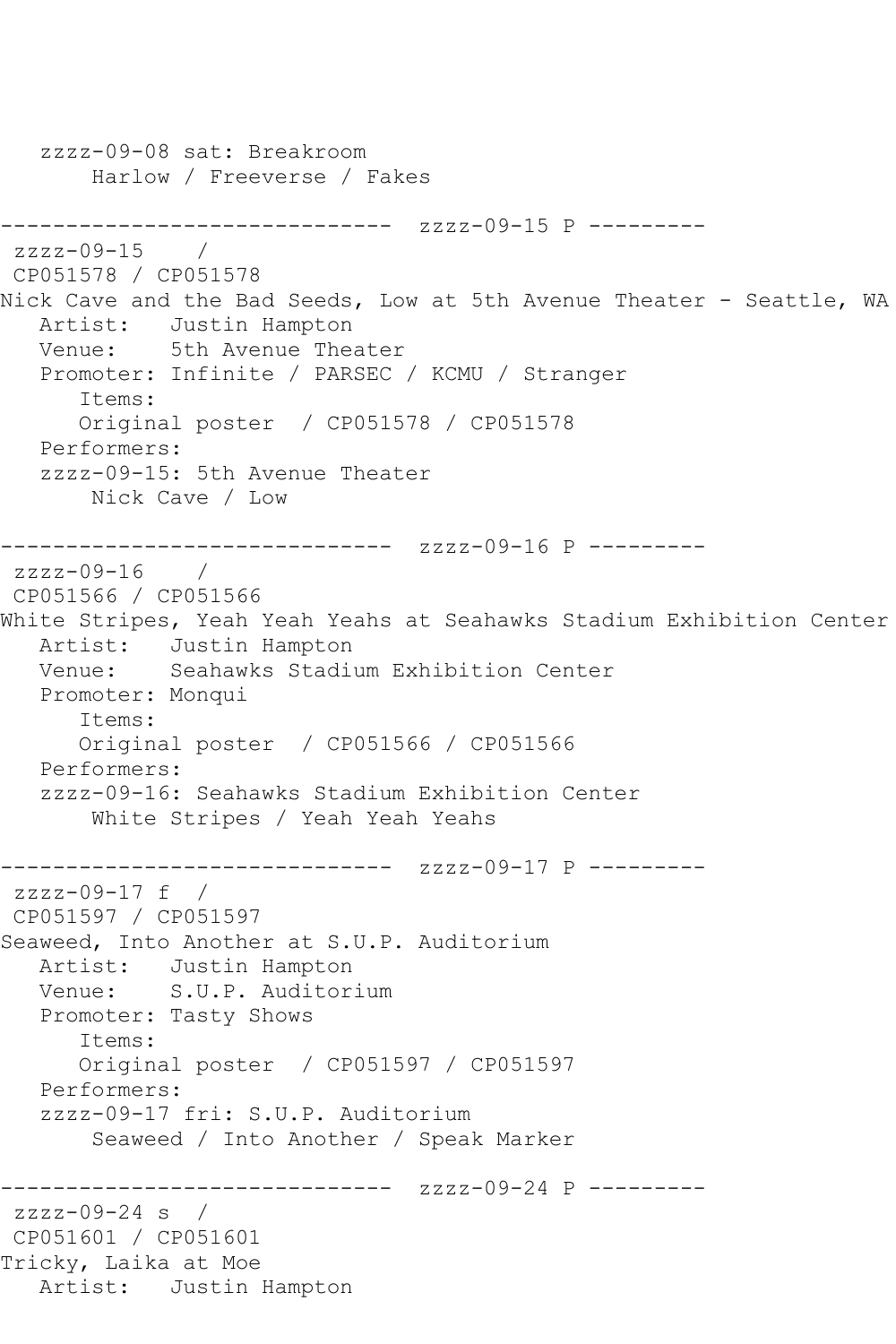```
   zzzz-09-08 sat: Breakroom
       Harlow / Freeverse / Fakes

------------------------------  zzzz-09-15 P ---------
 zzzz-09-15    /
 CP051578 / CP051578
Nick Cave and the Bad Seeds, Low at 5th Avenue Theater - Seattle, WA
   Artist:   Justin Hampton
   Venue:    5th Avenue Theater
   Promoter: Infinite / PARSEC / KCMU / Stranger
      Items:
      Original poster  / CP051578 / CP051578
   Performers:
   zzzz-09-15: 5th Avenue Theater
       Nick Cave / Low

------------------------------  zzzz-09-16 P ---------
 zzzz-09-16    /
 CP051566 / CP051566
White Stripes, Yeah Yeah Yeahs at Seahawks Stadium Exhibition Center
   Artist:   Justin Hampton
   Venue:    Seahawks Stadium Exhibition Center
   Promoter: Monqui
      Items:
      Original poster  / CP051566 / CP051566
   Performers:
   zzzz-09-16: Seahawks Stadium Exhibition Center
       White Stripes / Yeah Yeah Yeahs

------------------------------  zzzz-09-17 P ---------
 zzzz-09-17 f  /
 CP051597 / CP051597
Seaweed, Into Another at S.U.P. Auditorium
   Artist:   Justin Hampton
   Venue:    S.U.P. Auditorium
   Promoter: Tasty Shows
      Items:
      Original poster  / CP051597 / CP051597
   Performers:
   zzzz-09-17 fri: S.U.P. Auditorium
       Seaweed / Into Another / Speak Marker

------------------------------  zzzz-09-24 P ---------
 zzzz-09-24 s  /
 CP051601 / CP051601
Tricky, Laika at Moe
   Artist:   Justin Hampton
```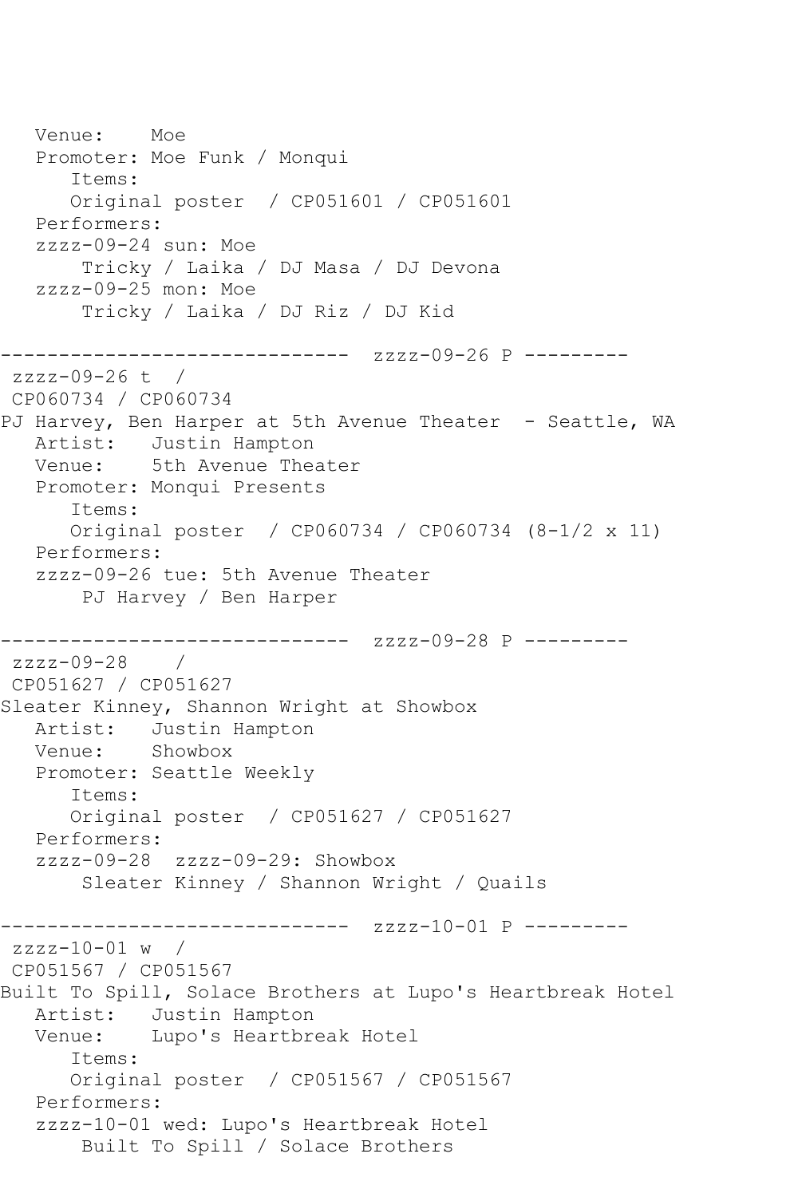```
   Venue:    Moe
   Promoter: Moe Funk / Monqui
      Items:
      Original poster  / CP051601 / CP051601
   Performers:
   zzzz-09-24 sun: Moe
       Tricky / Laika / DJ Masa / DJ Devona
   zzzz-09-25 mon: Moe
       Tricky / Laika / DJ Riz / DJ Kid

------------------------------  zzzz-09-26 P ---------
 zzzz-09-26 t  /
 CP060734 / CP060734
PJ Harvey, Ben Harper at 5th Avenue Theater  - Seattle, WA
   Artist:   Justin Hampton
   Venue:    5th Avenue Theater
   Promoter: Monqui Presents
      Items:
      Original poster  / CP060734 / CP060734 (8-1/2 x 11)
   Performers:
   zzzz-09-26 tue: 5th Avenue Theater
       PJ Harvey / Ben Harper

------------------------------  zzzz-09-28 P ---------
 zzzz-09-28    /
 CP051627 / CP051627
Sleater Kinney, Shannon Wright at Showbox
   Artist:   Justin Hampton
   Venue:    Showbox
   Promoter: Seattle Weekly
      Items:
      Original poster  / CP051627 / CP051627
   Performers:
   zzzz-09-28  zzzz-09-29: Showbox
       Sleater Kinney / Shannon Wright / Quails

------------------------------  zzzz-10-01 P ---------
 zzzz-10-01 w  /
 CP051567 / CP051567
Built To Spill, Solace Brothers at Lupo's Heartbreak Hotel
   Artist:   Justin Hampton
   Venue:    Lupo's Heartbreak Hotel
      Items:
      Original poster  / CP051567 / CP051567
   Performers:
   zzzz-10-01 wed: Lupo's Heartbreak Hotel
       Built To Spill / Solace Brothers
```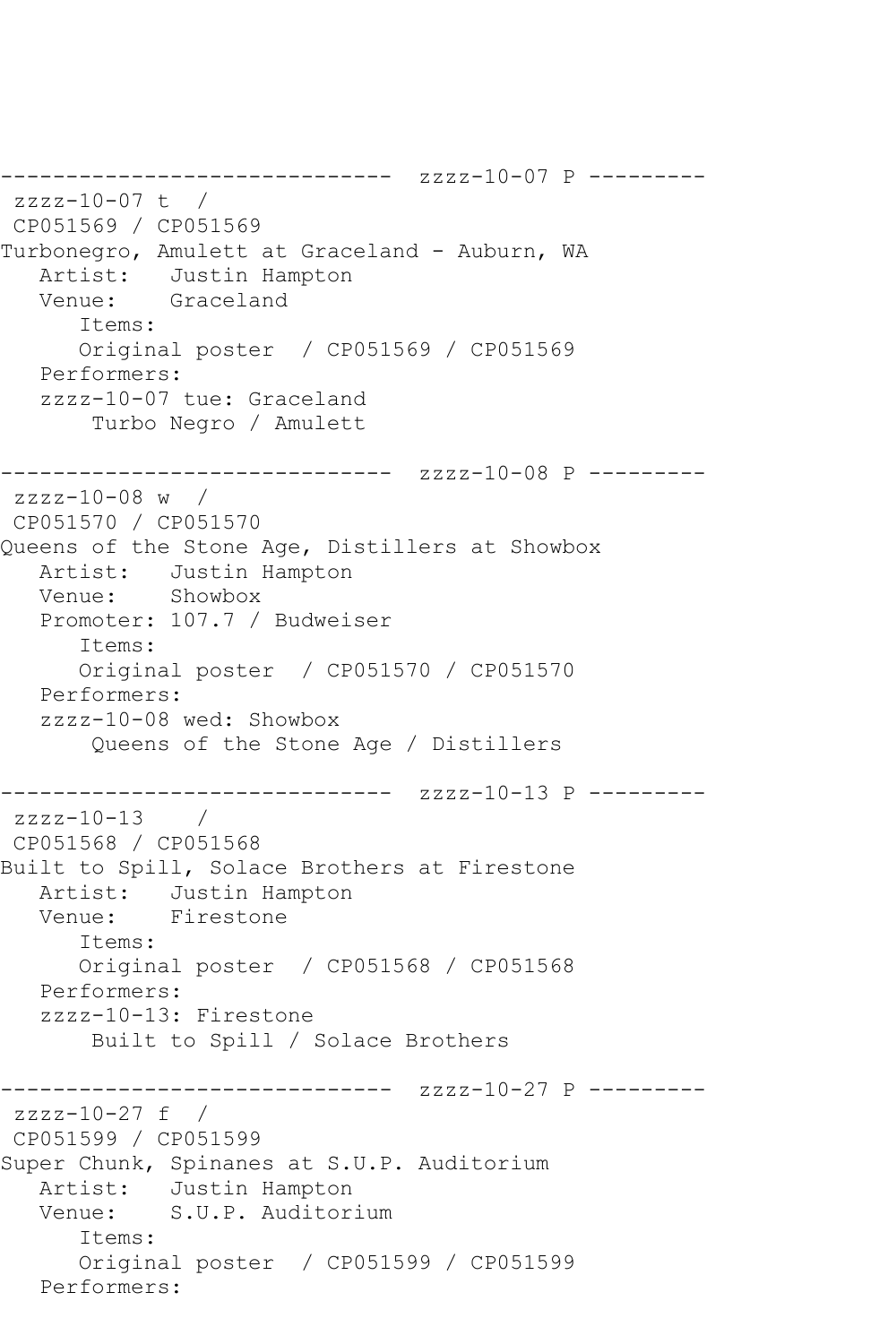```
------------------------------  zzzz-10-07 P ---------
 zzzz-10-07 t  /
 CP051569 / CP051569
Turbonegro, Amulett at Graceland - Auburn, WA
   Artist:   Justin Hampton
   Venue:    Graceland
      Items:
      Original poster  / CP051569 / CP051569
   Performers:
   zzzz-10-07 tue: Graceland
       Turbo Negro / Amulett

------------------------------  zzzz-10-08 P ---------
 zzzz-10-08 w  /
 CP051570 / CP051570
Queens of the Stone Age, Distillers at Showbox
   Artist:   Justin Hampton
   Venue:    Showbox
   Promoter: 107.7 / Budweiser
      Items:
      Original poster  / CP051570 / CP051570
   Performers:
   zzzz-10-08 wed: Showbox
       Queens of the Stone Age / Distillers

------------------------------  zzzz-10-13 P ---------
 zzzz-10-13    /
 CP051568 / CP051568
Built to Spill, Solace Brothers at Firestone
   Artist:   Justin Hampton
   Venue:    Firestone
      Items:
      Original poster  / CP051568 / CP051568
   Performers:
   zzzz-10-13: Firestone
       Built to Spill / Solace Brothers

------------------------------  zzzz-10-27 P ---------
 zzzz-10-27 f  /
 CP051599 / CP051599
Super Chunk, Spinanes at S.U.P. Auditorium
   Artist:   Justin Hampton
   Venue:    S.U.P. Auditorium
      Items:
      Original poster  / CP051599 / CP051599
   Performers:
```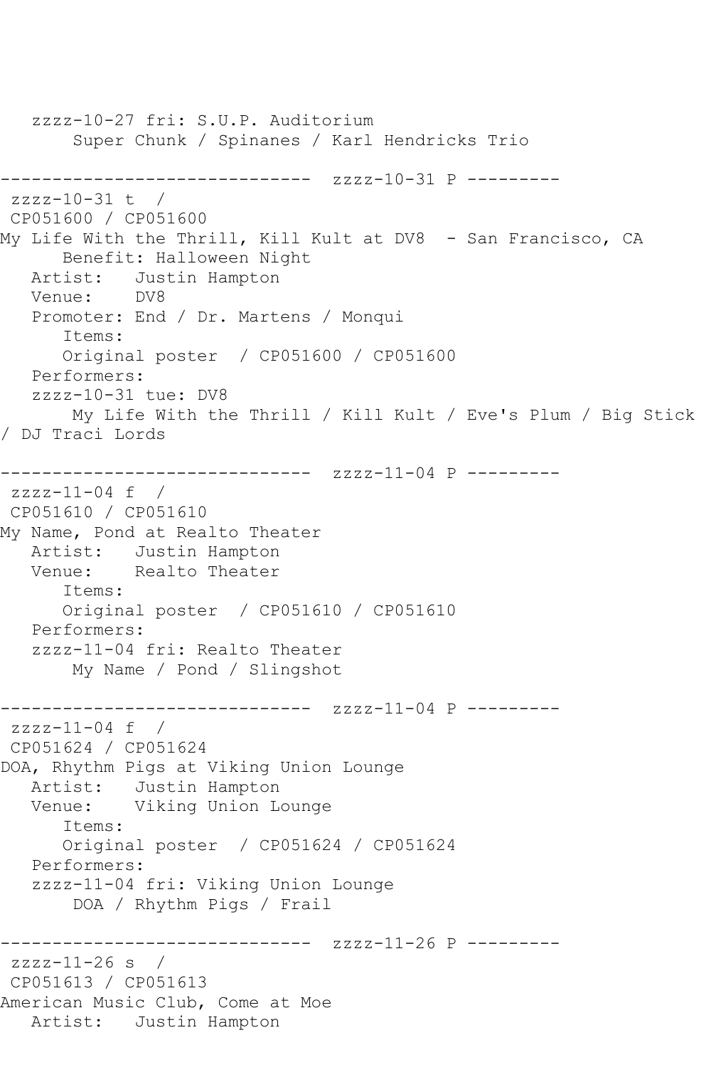```
   zzzz-10-27 fri: S.U.P. Auditorium
       Super Chunk / Spinanes / Karl Hendricks Trio

------------------------------  zzzz-10-31 P ---------
 zzzz-10-31 t  /
 CP051600 / CP051600
My Life With the Thrill, Kill Kult at DV8  - San Francisco, CA
      Benefit: Halloween Night
   Artist:   Justin Hampton
   Venue:    DV8
   Promoter: End / Dr. Martens / Monqui
      Items:
      Original poster  / CP051600 / CP051600
   Performers:
   zzzz-10-31 tue: DV8
       My Life With the Thrill / Kill Kult / Eve's Plum / Big Stick
/ DJ Traci Lords

------------------------------  zzzz-11-04 P ---------
 zzzz-11-04 f  /
 CP051610 / CP051610
My Name, Pond at Realto Theater
   Artist:   Justin Hampton
   Venue:    Realto Theater
      Items:
      Original poster  / CP051610 / CP051610
   Performers:
   zzzz-11-04 fri: Realto Theater
       My Name / Pond / Slingshot

------------------------------  zzzz-11-04 P ---------
 zzzz-11-04 f  /
 CP051624 / CP051624
DOA, Rhythm Pigs at Viking Union Lounge
   Artist:   Justin Hampton
   Venue:    Viking Union Lounge
      Items:
      Original poster  / CP051624 / CP051624
   Performers:
   zzzz-11-04 fri: Viking Union Lounge
       DOA / Rhythm Pigs / Frail

------------------------------  zzzz-11-26 P ---------
 zzzz-11-26 s  /
 CP051613 / CP051613
American Music Club, Come at Moe
   Artist:   Justin Hampton
```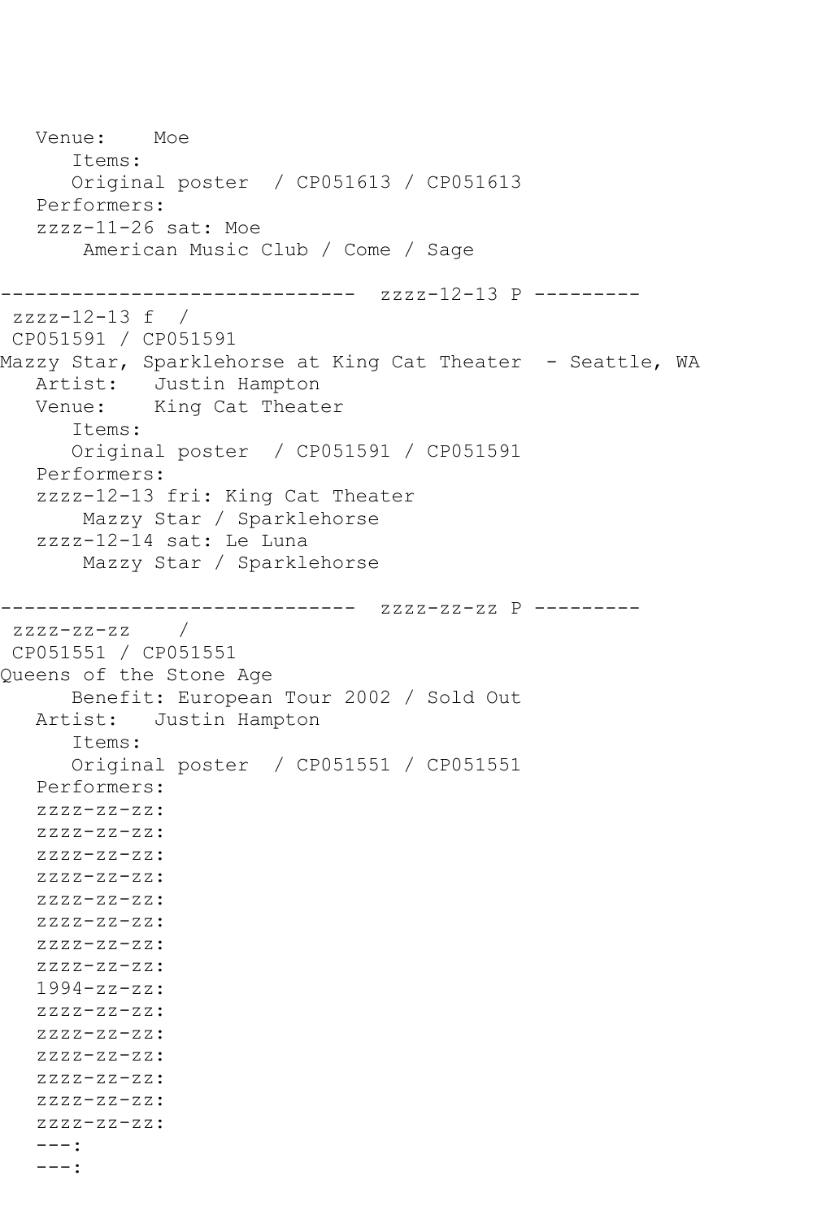```
   Venue:    Moe
      Items:
      Original poster  / CP051613 / CP051613
   Performers:
   zzzz-11-26 sat: Moe
       American Music Club / Come / Sage

------------------------------  zzzz-12-13 P ---------
 zzzz-12-13 f  /
 CP051591 / CP051591
Mazzy Star, Sparklehorse at King Cat Theater  - Seattle, WA
   Artist:   Justin Hampton
   Venue:    King Cat Theater
      Items:
      Original poster  / CP051591 / CP051591
   Performers:
   zzzz-12-13 fri: King Cat Theater
       Mazzy Star / Sparklehorse
   zzzz-12-14 sat: Le Luna
       Mazzy Star / Sparklehorse

------------------------------  zzzz-zz-zz P ---------
 zzzz-zz-zz    /
 CP051551 / CP051551
Queens of the Stone Age
      Benefit: European Tour 2002 / Sold Out
   Artist:   Justin Hampton
      Items:
      Original poster  / CP051551 / CP051551
   Performers:
   zzzz-zz-zz:
   zzzz-zz-zz:
   zzzz-zz-zz:
   zzzz-zz-zz:
   zzzz-zz-zz:
   zzzz-zz-zz:
   zzzz-zz-zz:
   zzzz-zz-zz:
   1994-zz-zz:
   zzzz-zz-zz:
   zzzz-zz-zz:
   zzzz-zz-zz:
   zzzz-zz-zz:
   zzzz-zz-zz:
   zzzz-zz-zz:
   ---:
   ---:
```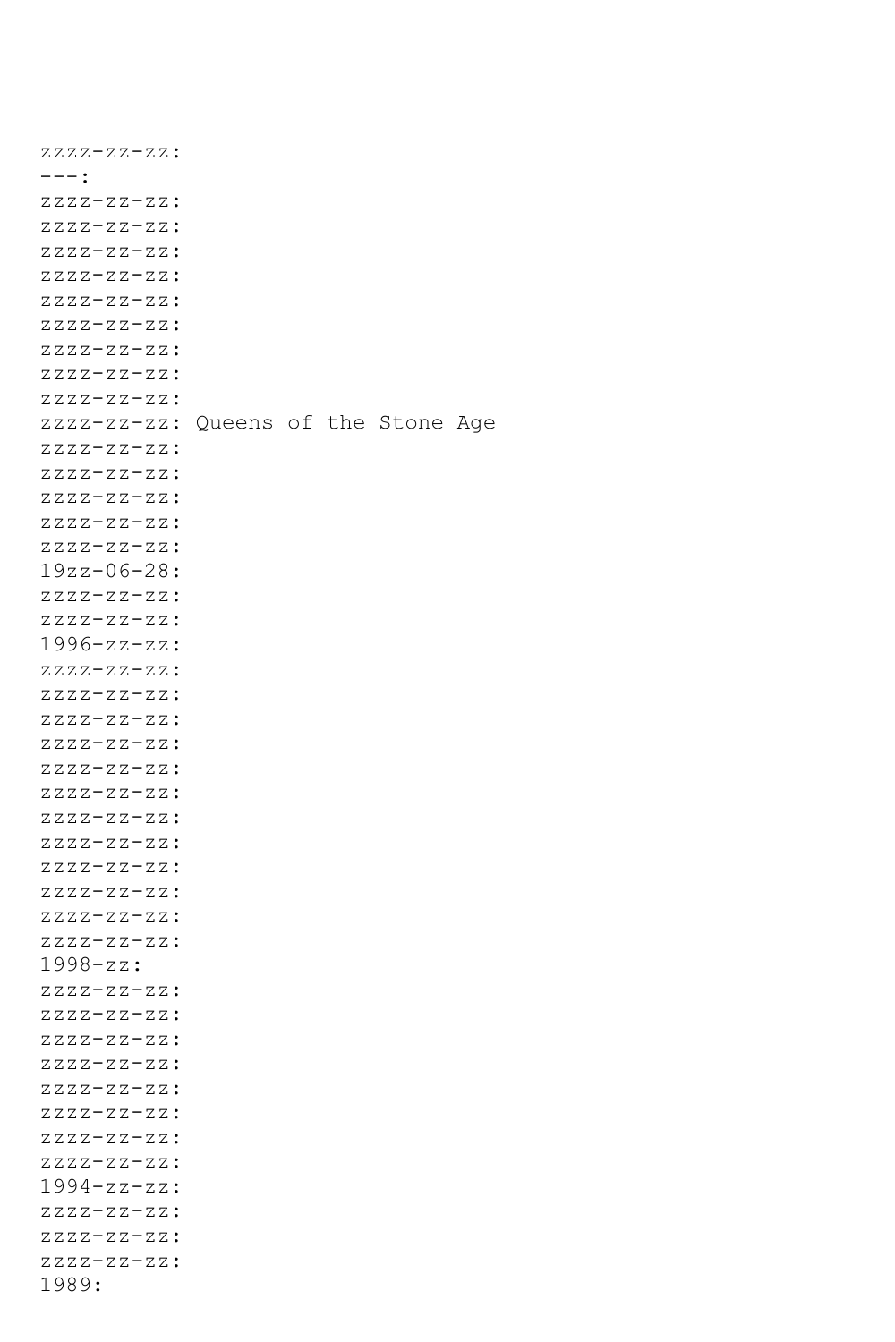zzzz-zz-zz:
---:
zzzz-zz-zz:
zzzz-zz-zz:
zzzz-zz-zz:
zzzz-zz-zz:
zzzz-zz-zz:
zzzz-zz-zz:
zzzz-zz-zz:
zzzz-zz-zz:
zzzz-zz-zz:
zzzz-zz-zz: Queens of the Stone Age
zzzz-zz-zz:
zzzz-zz-zz:
zzzz-zz-zz:
zzzz-zz-zz:
zzzz-zz-zz:
19zz-06-28:
zzzz-zz-zz:
zzzz-zz-zz:
1996-zz-zz:
zzzz-zz-zz:
zzzz-zz-zz:
zzzz-zz-zz:
zzzz-zz-zz:
zzzz-zz-zz:
zzzz-zz-zz:
zzzz-zz-zz:
zzzz-zz-zz:
zzzz-zz-zz:
zzzz-zz-zz:
zzzz-zz-zz:
zzzz-zz-zz:
1998-zz:
zzzz-zz-zz:
zzzz-zz-zz:
zzzz-zz-zz:
zzzz-zz-zz:
zzzz-zz-zz:
zzzz-zz-zz:
zzzz-zz-zz:
zzzz-zz-zz:
1994-zz-zz:
zzzz-zz-zz:
zzzz-zz-zz:
zzzz-zz-zz:
1989: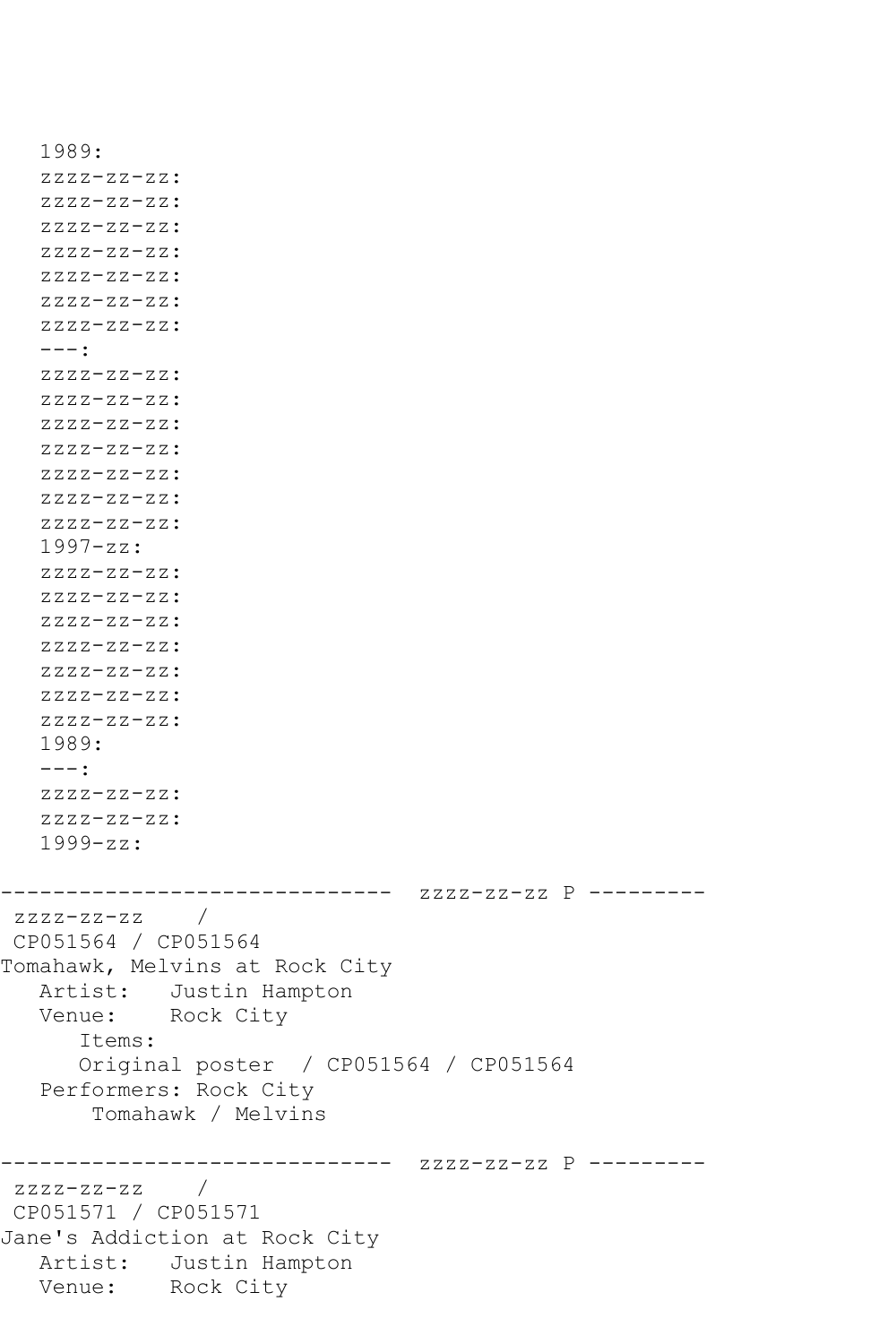```
   1989:
   zzzz-zz-zz:
   zzzz-zz-zz:
   zzzz-zz-zz:
   zzzz-zz-zz:
   zzzz-zz-zz:
   zzzz-zz-zz:
   zzzz-zz-zz:
   ---:
   zzzz-zz-zz:
   zzzz-zz-zz:
   zzzz-zz-zz:
   zzzz-zz-zz:
   zzzz-zz-zz:
   zzzz-zz-zz:
   zzzz-zz-zz:
   1997-zz:
   zzzz-zz-zz:
   zzzz-zz-zz:
   zzzz-zz-zz:
   zzzz-zz-zz:
   zzzz-zz-zz:
   zzzz-zz-zz:
   zzzz-zz-zz:
   1989:
   ---:
   zzzz-zz-zz:
   zzzz-zz-zz:
   1999-zz:

------------------------------  zzzz-zz-zz P ---------
 zzzz-zz-zz    /
 CP051564 / CP051564
Tomahawk, Melvins at Rock City
   Artist:   Justin Hampton
   Venue:    Rock City
      Items:
      Original poster  / CP051564 / CP051564
   Performers: Rock City
       Tomahawk / Melvins

------------------------------  zzzz-zz-zz P ---------
 zzzz-zz-zz    /
 CP051571 / CP051571
Jane's Addiction at Rock City
   Artist:   Justin Hampton
   Venue:    Rock City
```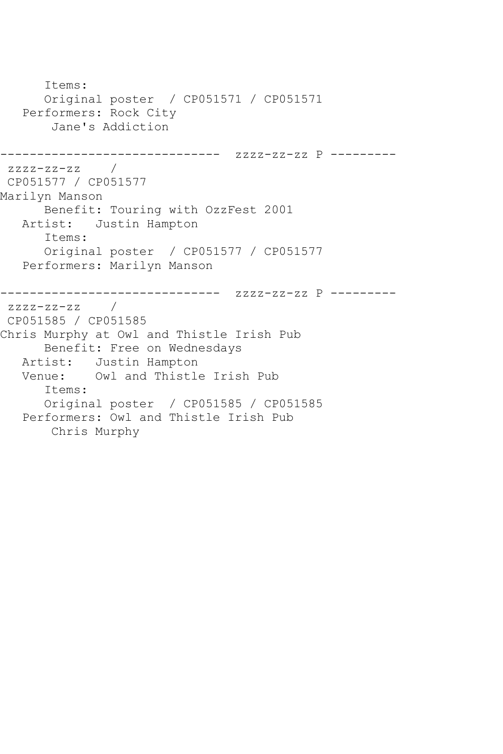```
      Items:
      Original poster  / CP051571 / CP051571
   Performers: Rock City
       Jane's Addiction

------------------------------  zzzz-zz-zz P ---------
 zzzz-zz-zz    /
 CP051577 / CP051577
Marilyn Manson
      Benefit: Touring with OzzFest 2001
   Artist:   Justin Hampton
      Items:
      Original poster  / CP051577 / CP051577
   Performers: Marilyn Manson

------------------------------  zzzz-zz-zz P ---------
 zzzz-zz-zz    /
 CP051585 / CP051585
Chris Murphy at Owl and Thistle Irish Pub
      Benefit: Free on Wednesdays
   Artist:   Justin Hampton
   Venue:    Owl and Thistle Irish Pub
      Items:
      Original poster  / CP051585 / CP051585
   Performers: Owl and Thistle Irish Pub
       Chris Murphy
```